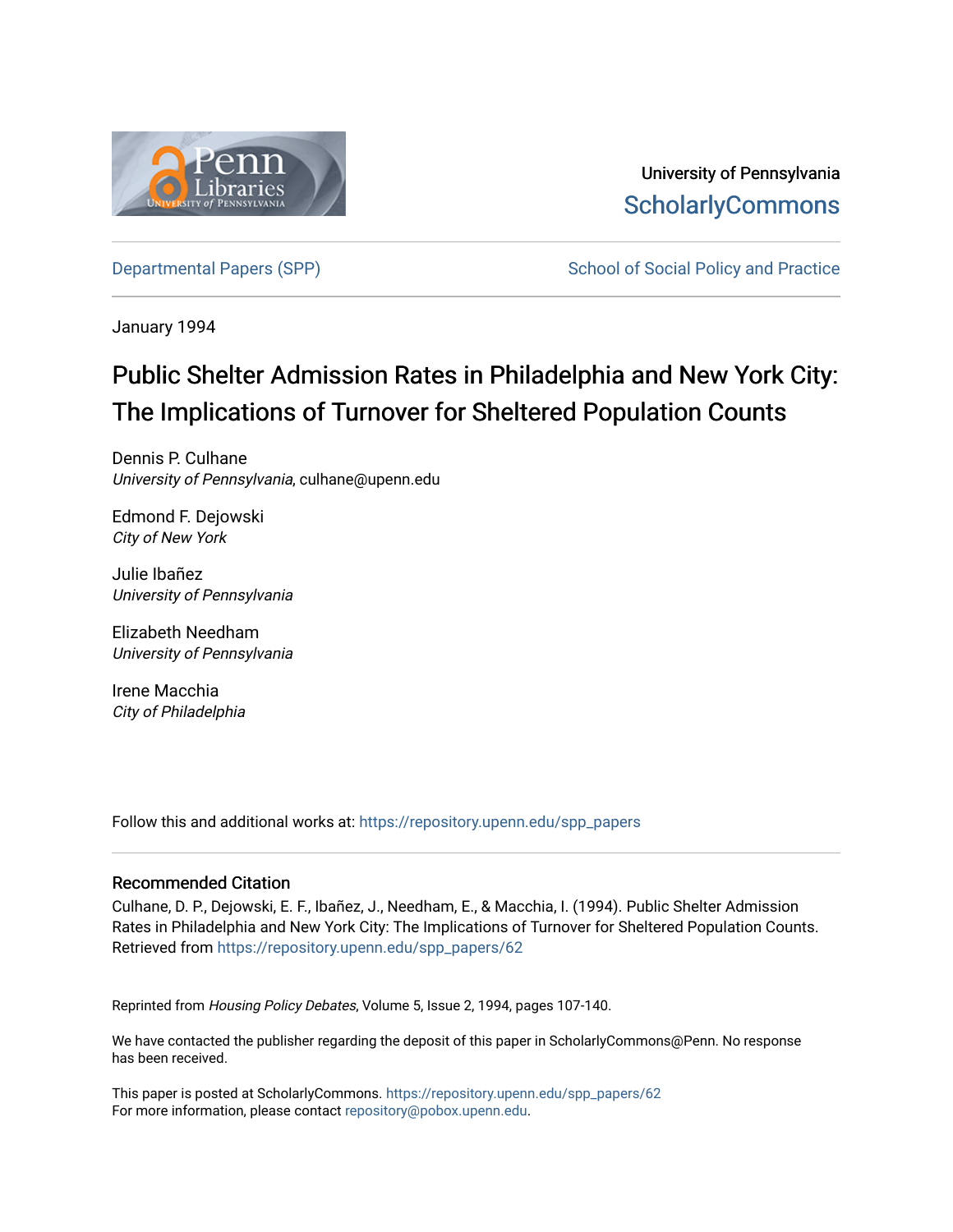University of Pennsylvania
ScholarlyCommons

Departmental Papers (SPP) | School of Social Policy and Practice

January 1994

# Public Shelter Admission Rates in Philadelphia and New York City: The Implications of Turnover for Sheltered Population Counts

Dennis P. Culhane
*University of Pennsylvania*, culhane@upenn.edu

Edmond F. Dejowski
*City of New York*

Julie Ibañez
*University of Pennsylvania*

Elizabeth Needham
*University of Pennsylvania*

Irene Macchia
*City of Philadelphia*

Follow this and additional works at: https://repository.upenn.edu/spp_papers

### Recommended Citation

Culhane, D. P., Dejowski, E. F., Ibañez, J., Needham, E., & Macchia, I. (1994). Public Shelter Admission Rates in Philadelphia and New York City: The Implications of Turnover for Sheltered Population Counts. Retrieved from https://repository.upenn.edu/spp_papers/62

Reprinted from *Housing Policy Debates*, Volume 5, Issue 2, 1994, pages 107-140.

We have contacted the publisher regarding the deposit of this paper in ScholarlyCommons@Penn. No response has been received.

This paper is posted at ScholarlyCommons. https://repository.upenn.edu/spp_papers/62
For more information, please contact repository@pobox.upenn.edu.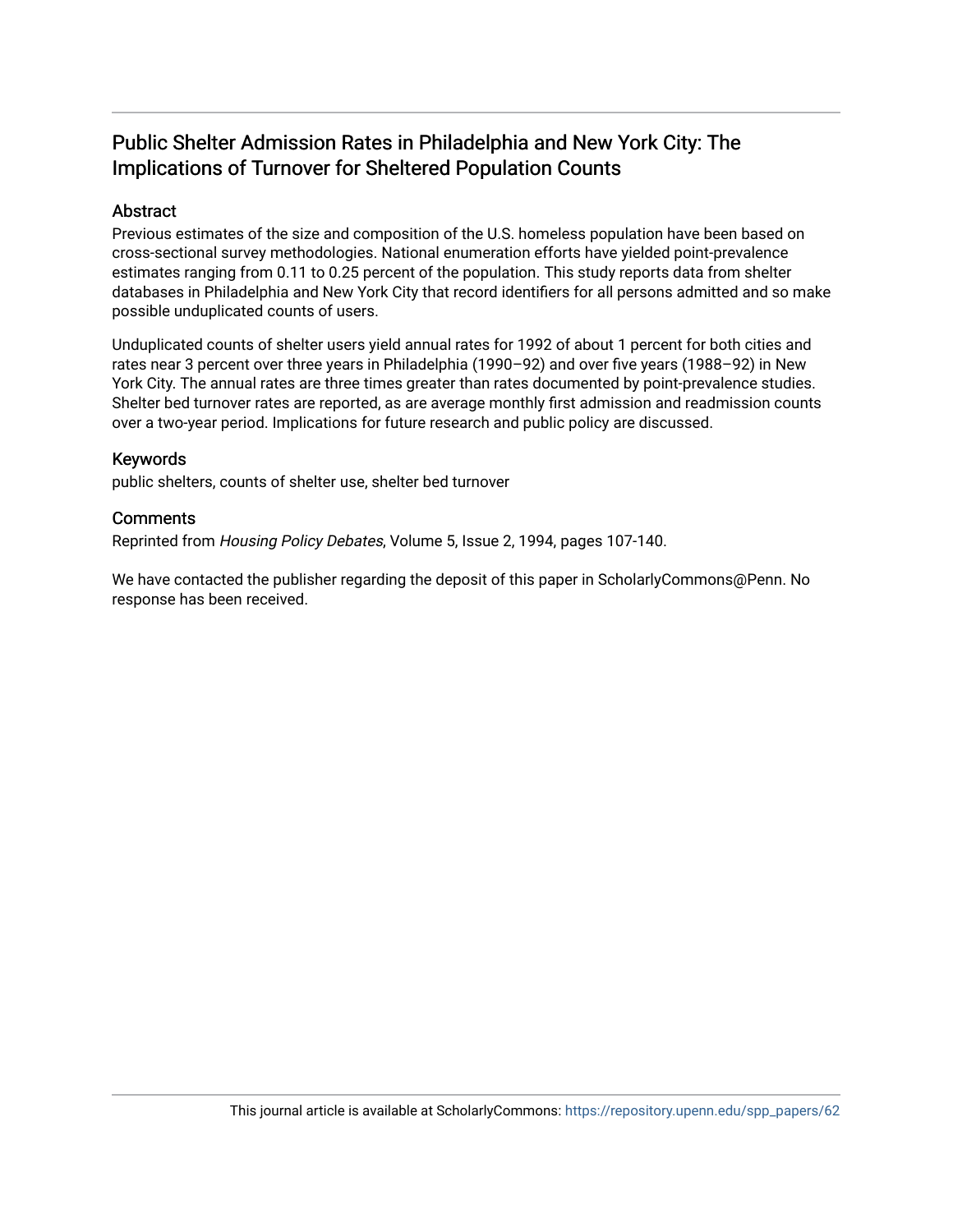# Public Shelter Admission Rates in Philadelphia and New York City: The Implications of Turnover for Sheltered Population Counts

## Abstract

Previous estimates of the size and composition of the U.S. homeless population have been based on cross-sectional survey methodologies. National enumeration efforts have yielded point-prevalence estimates ranging from 0.11 to 0.25 percent of the population. This study reports data from shelter databases in Philadelphia and New York City that record identifiers for all persons admitted and so make possible unduplicated counts of users.

Unduplicated counts of shelter users yield annual rates for 1992 of about 1 percent for both cities and rates near 3 percent over three years in Philadelphia (1990–92) and over five years (1988–92) in New York City. The annual rates are three times greater than rates documented by point-prevalence studies. Shelter bed turnover rates are reported, as are average monthly first admission and readmission counts over a two-year period. Implications for future research and public policy are discussed.

## Keywords

public shelters, counts of shelter use, shelter bed turnover

## Comments

Reprinted from *Housing Policy Debates*, Volume 5, Issue 2, 1994, pages 107-140.

We have contacted the publisher regarding the deposit of this paper in ScholarlyCommons@Penn. No response has been received.

This journal article is available at ScholarlyCommons: https://repository.upenn.edu/spp_papers/62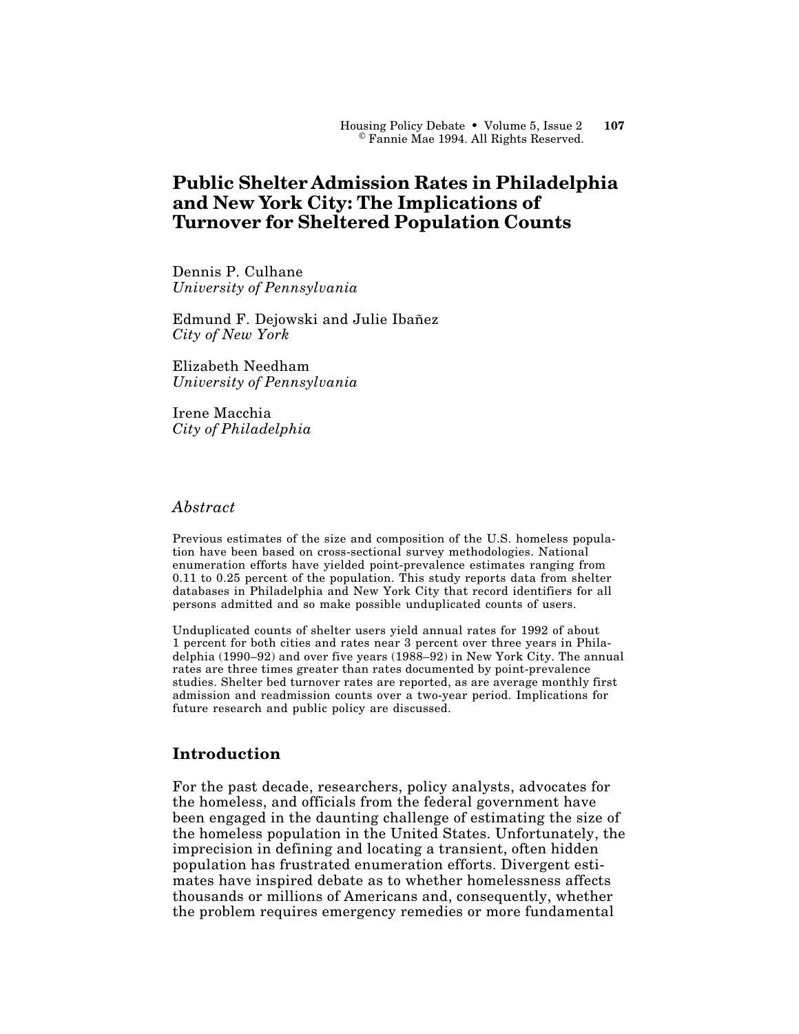# Public Shelter Admission Rates in Philadelphia and New York City: The Implications of Turnover for Sheltered Population Counts

Dennis P. Culhane
*University of Pennsylvania*

Edmund F. Dejowski and Julie Ibañez
*City of New York*

Elizabeth Needham
*University of Pennsylvania*

Irene Macchia
*City of Philadelphia*

## *Abstract*

Previous estimates of the size and composition of the U.S. homeless population have been based on cross-sectional survey methodologies. National enumeration efforts have yielded point-prevalence estimates ranging from 0.11 to 0.25 percent of the population. This study reports data from shelter databases in Philadelphia and New York City that record identifiers for all persons admitted and so make possible unduplicated counts of users.

Unduplicated counts of shelter users yield annual rates for 1992 of about 1 percent for both cities and rates near 3 percent over three years in Philadelphia (1990–92) and over five years (1988–92) in New York City. The annual rates are three times greater than rates documented by point-prevalence studies. Shelter bed turnover rates are reported, as are average monthly first admission and readmission counts over a two-year period. Implications for future research and public policy are discussed.

## Introduction

For the past decade, researchers, policy analysts, advocates for the homeless, and officials from the federal government have been engaged in the daunting challenge of estimating the size of the homeless population in the United States. Unfortunately, the imprecision in defining and locating a transient, often hidden population has frustrated enumeration efforts. Divergent estimates have inspired debate as to whether homelessness affects thousands or millions of Americans and, consequently, whether the problem requires emergency remedies or more fundamental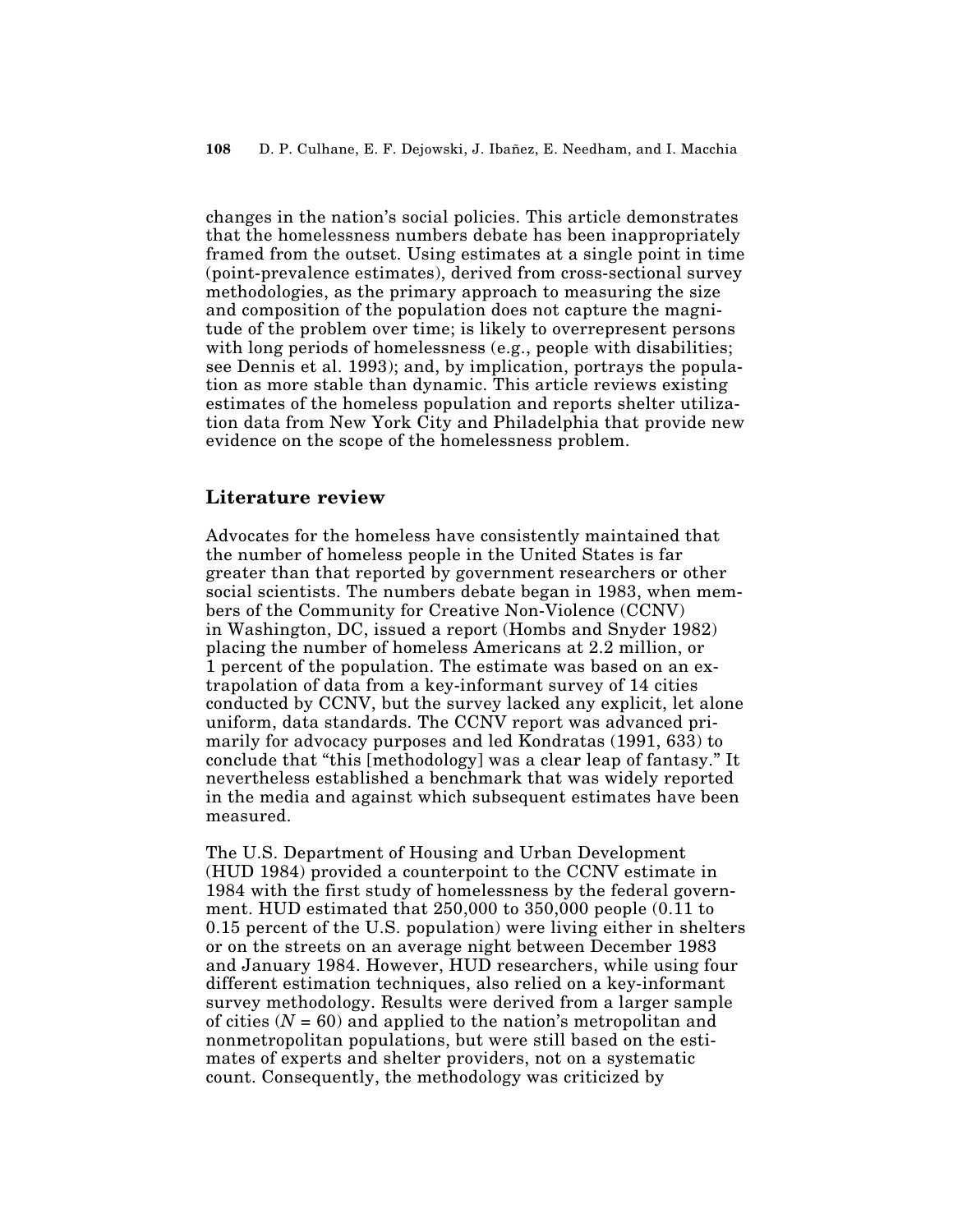changes in the nation's social policies. This article demonstrates that the homelessness numbers debate has been inappropriately framed from the outset. Using estimates at a single point in time (point-prevalence estimates), derived from cross-sectional survey methodologies, as the primary approach to measuring the size and composition of the population does not capture the magnitude of the problem over time; is likely to overrepresent persons with long periods of homelessness (e.g., people with disabilities; see Dennis et al. 1993); and, by implication, portrays the population as more stable than dynamic. This article reviews existing estimates of the homeless population and reports shelter utilization data from New York City and Philadelphia that provide new evidence on the scope of the homelessness problem.

## Literature review

Advocates for the homeless have consistently maintained that the number of homeless people in the United States is far greater than that reported by government researchers or other social scientists. The numbers debate began in 1983, when members of the Community for Creative Non-Violence (CCNV) in Washington, DC, issued a report (Hombs and Snyder 1982) placing the number of homeless Americans at 2.2 million, or 1 percent of the population. The estimate was based on an extrapolation of data from a key-informant survey of 14 cities conducted by CCNV, but the survey lacked any explicit, let alone uniform, data standards. The CCNV report was advanced primarily for advocacy purposes and led Kondratas (1991, 633) to conclude that "this [methodology] was a clear leap of fantasy." It nevertheless established a benchmark that was widely reported in the media and against which subsequent estimates have been measured.

The U.S. Department of Housing and Urban Development (HUD 1984) provided a counterpoint to the CCNV estimate in 1984 with the first study of homelessness by the federal government. HUD estimated that 250,000 to 350,000 people (0.11 to 0.15 percent of the U.S. population) were living either in shelters or on the streets on an average night between December 1983 and January 1984. However, HUD researchers, while using four different estimation techniques, also relied on a key-informant survey methodology. Results were derived from a larger sample of cities ($N = 60$) and applied to the nation's metropolitan and nonmetropolitan populations, but were still based on the estimates of experts and shelter providers, not on a systematic count. Consequently, the methodology was criticized by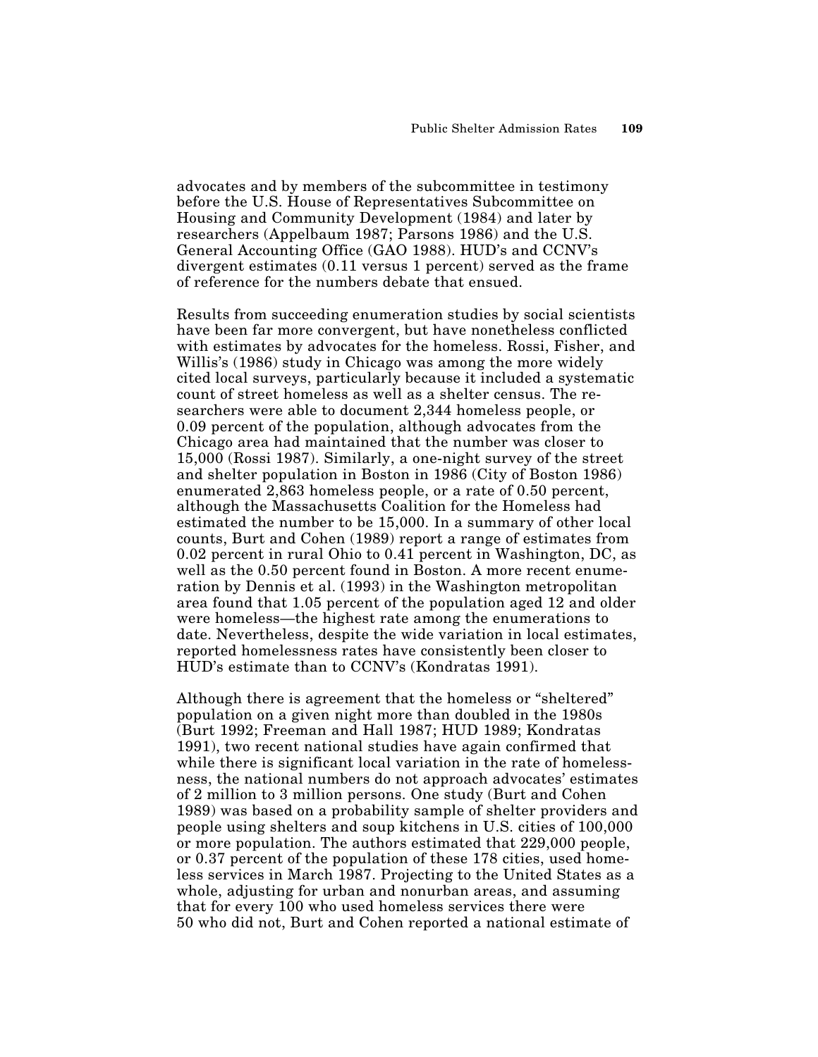advocates and by members of the subcommittee in testimony before the U.S. House of Representatives Subcommittee on Housing and Community Development (1984) and later by researchers (Appelbaum 1987; Parsons 1986) and the U.S. General Accounting Office (GAO 1988). HUD's and CCNV's divergent estimates (0.11 versus 1 percent) served as the frame of reference for the numbers debate that ensued.

Results from succeeding enumeration studies by social scientists have been far more convergent, but have nonetheless conflicted with estimates by advocates for the homeless. Rossi, Fisher, and Willis's (1986) study in Chicago was among the more widely cited local surveys, particularly because it included a systematic count of street homeless as well as a shelter census. The researchers were able to document 2,344 homeless people, or 0.09 percent of the population, although advocates from the Chicago area had maintained that the number was closer to 15,000 (Rossi 1987). Similarly, a one-night survey of the street and shelter population in Boston in 1986 (City of Boston 1986) enumerated 2,863 homeless people, or a rate of 0.50 percent, although the Massachusetts Coalition for the Homeless had estimated the number to be 15,000. In a summary of other local counts, Burt and Cohen (1989) report a range of estimates from 0.02 percent in rural Ohio to 0.41 percent in Washington, DC, as well as the 0.50 percent found in Boston. A more recent enumeration by Dennis et al. (1993) in the Washington metropolitan area found that 1.05 percent of the population aged 12 and older were homeless—the highest rate among the enumerations to date. Nevertheless, despite the wide variation in local estimates, reported homelessness rates have consistently been closer to HUD's estimate than to CCNV's (Kondratas 1991).

Although there is agreement that the homeless or "sheltered" population on a given night more than doubled in the 1980s (Burt 1992; Freeman and Hall 1987; HUD 1989; Kondratas 1991), two recent national studies have again confirmed that while there is significant local variation in the rate of homelessness, the national numbers do not approach advocates' estimates of 2 million to 3 million persons. One study (Burt and Cohen 1989) was based on a probability sample of shelter providers and people using shelters and soup kitchens in U.S. cities of 100,000 or more population. The authors estimated that 229,000 people, or 0.37 percent of the population of these 178 cities, used homeless services in March 1987. Projecting to the United States as a whole, adjusting for urban and nonurban areas, and assuming that for every 100 who used homeless services there were 50 who did not, Burt and Cohen reported a national estimate of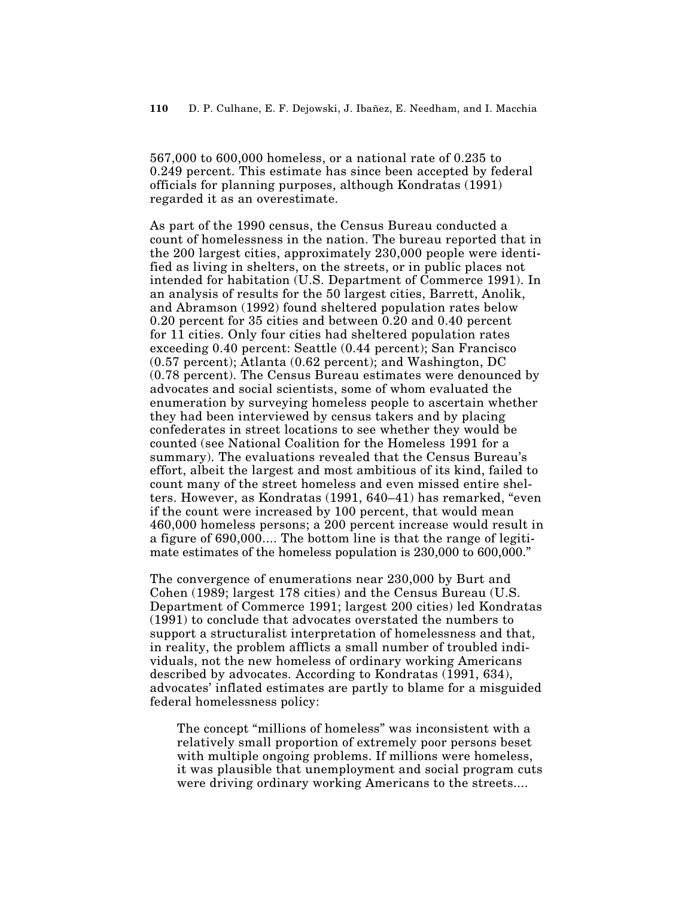567,000 to 600,000 homeless, or a national rate of 0.235 to 0.249 percent. This estimate has since been accepted by federal officials for planning purposes, although Kondratas (1991) regarded it as an overestimate.

As part of the 1990 census, the Census Bureau conducted a count of homelessness in the nation. The bureau reported that in the 200 largest cities, approximately 230,000 people were identified as living in shelters, on the streets, or in public places not intended for habitation (U.S. Department of Commerce 1991). In an analysis of results for the 50 largest cities, Barrett, Anolik, and Abramson (1992) found sheltered population rates below 0.20 percent for 35 cities and between 0.20 and 0.40 percent for 11 cities. Only four cities had sheltered population rates exceeding 0.40 percent: Seattle (0.44 percent); San Francisco (0.57 percent); Atlanta (0.62 percent); and Washington, DC (0.78 percent). The Census Bureau estimates were denounced by advocates and social scientists, some of whom evaluated the enumeration by surveying homeless people to ascertain whether they had been interviewed by census takers and by placing confederates in street locations to see whether they would be counted (see National Coalition for the Homeless 1991 for a summary). The evaluations revealed that the Census Bureau's effort, albeit the largest and most ambitious of its kind, failed to count many of the street homeless and even missed entire shelters. However, as Kondratas (1991, 640–41) has remarked, "even if the count were increased by 100 percent, that would mean 460,000 homeless persons; a 200 percent increase would result in a figure of 690,000.... The bottom line is that the range of legitimate estimates of the homeless population is 230,000 to 600,000."

The convergence of enumerations near 230,000 by Burt and Cohen (1989; largest 178 cities) and the Census Bureau (U.S. Department of Commerce 1991; largest 200 cities) led Kondratas (1991) to conclude that advocates overstated the numbers to support a structuralist interpretation of homelessness and that, in reality, the problem afflicts a small number of troubled individuals, not the new homeless of ordinary working Americans described by advocates. According to Kondratas (1991, 634), advocates' inflated estimates are partly to blame for a misguided federal homelessness policy:

> The concept "millions of homeless" was inconsistent with a relatively small proportion of extremely poor persons beset with multiple ongoing problems. If millions were homeless, it was plausible that unemployment and social program cuts were driving ordinary working Americans to the streets....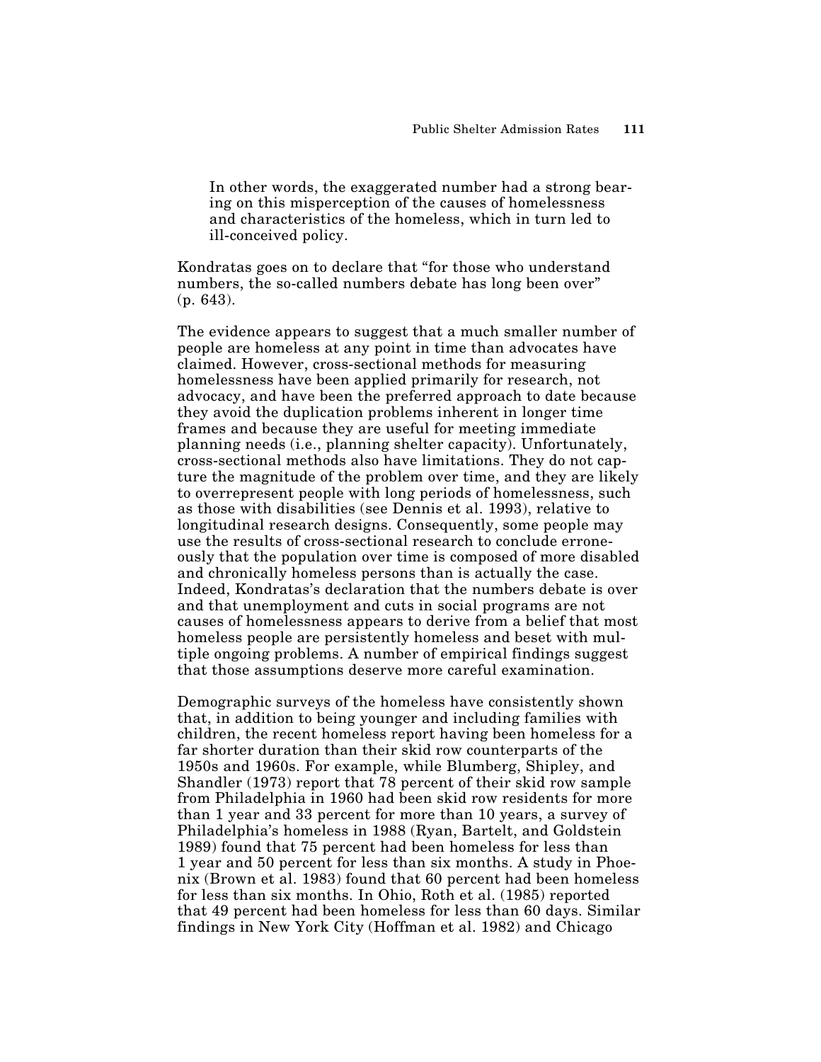> In other words, the exaggerated number had a strong bearing on this misperception of the causes of homelessness and characteristics of the homeless, which in turn led to ill-conceived policy.

Kondratas goes on to declare that "for those who understand numbers, the so-called numbers debate has long been over" (p. 643).

The evidence appears to suggest that a much smaller number of people are homeless at any point in time than advocates have claimed. However, cross-sectional methods for measuring homelessness have been applied primarily for research, not advocacy, and have been the preferred approach to date because they avoid the duplication problems inherent in longer time frames and because they are useful for meeting immediate planning needs (i.e., planning shelter capacity). Unfortunately, cross-sectional methods also have limitations. They do not capture the magnitude of the problem over time, and they are likely to overrepresent people with long periods of homelessness, such as those with disabilities (see Dennis et al. 1993), relative to longitudinal research designs. Consequently, some people may use the results of cross-sectional research to conclude erroneously that the population over time is composed of more disabled and chronically homeless persons than is actually the case. Indeed, Kondratas's declaration that the numbers debate is over and that unemployment and cuts in social programs are not causes of homelessness appears to derive from a belief that most homeless people are persistently homeless and beset with multiple ongoing problems. A number of empirical findings suggest that those assumptions deserve more careful examination.

Demographic surveys of the homeless have consistently shown that, in addition to being younger and including families with children, the recent homeless report having been homeless for a far shorter duration than their skid row counterparts of the 1950s and 1960s. For example, while Blumberg, Shipley, and Shandler (1973) report that 78 percent of their skid row sample from Philadelphia in 1960 had been skid row residents for more than 1 year and 33 percent for more than 10 years, a survey of Philadelphia's homeless in 1988 (Ryan, Bartelt, and Goldstein 1989) found that 75 percent had been homeless for less than 1 year and 50 percent for less than six months. A study in Phoenix (Brown et al. 1983) found that 60 percent had been homeless for less than six months. In Ohio, Roth et al. (1985) reported that 49 percent had been homeless for less than 60 days. Similar findings in New York City (Hoffman et al. 1982) and Chicago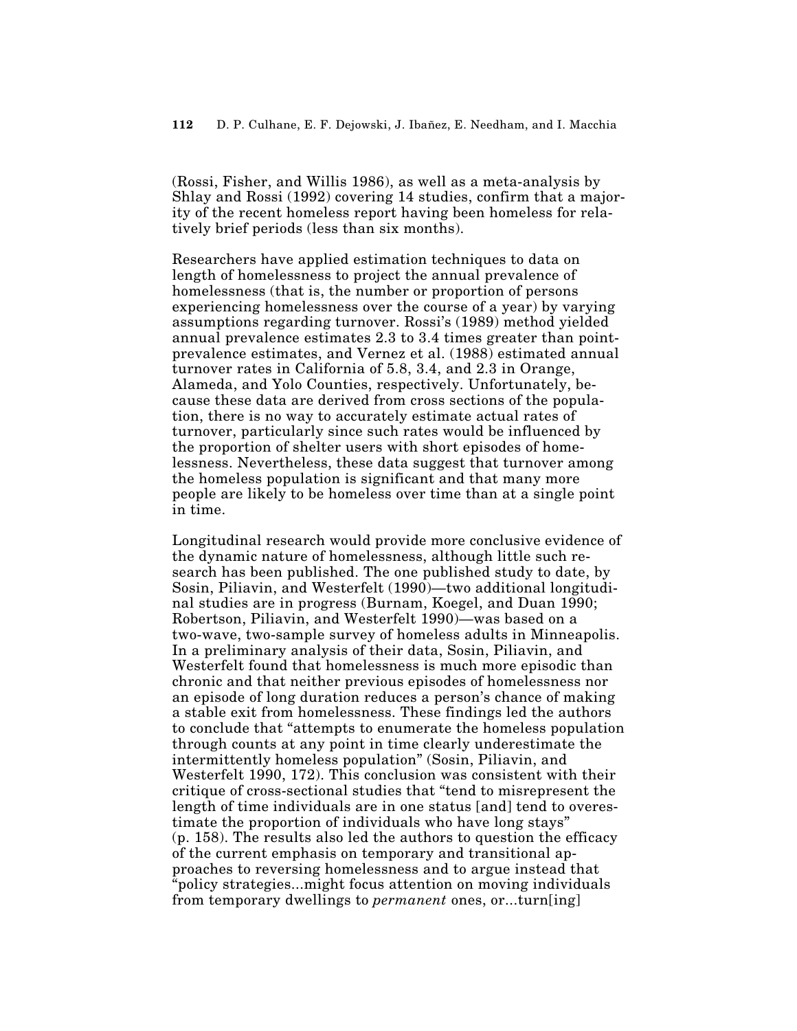(Rossi, Fisher, and Willis 1986), as well as a meta-analysis by Shlay and Rossi (1992) covering 14 studies, confirm that a majority of the recent homeless report having been homeless for relatively brief periods (less than six months).

Researchers have applied estimation techniques to data on length of homelessness to project the annual prevalence of homelessness (that is, the number or proportion of persons experiencing homelessness over the course of a year) by varying assumptions regarding turnover. Rossi's (1989) method yielded annual prevalence estimates 2.3 to 3.4 times greater than point-prevalence estimates, and Vernez et al. (1988) estimated annual turnover rates in California of 5.8, 3.4, and 2.3 in Orange, Alameda, and Yolo Counties, respectively. Unfortunately, because these data are derived from cross sections of the population, there is no way to accurately estimate actual rates of turnover, particularly since such rates would be influenced by the proportion of shelter users with short episodes of homelessness. Nevertheless, these data suggest that turnover among the homeless population is significant and that many more people are likely to be homeless over time than at a single point in time.

Longitudinal research would provide more conclusive evidence of the dynamic nature of homelessness, although little such research has been published. The one published study to date, by Sosin, Piliavin, and Westerfelt (1990)—two additional longitudinal studies are in progress (Burnam, Koegel, and Duan 1990; Robertson, Piliavin, and Westerfelt 1990)—was based on a two-wave, two-sample survey of homeless adults in Minneapolis. In a preliminary analysis of their data, Sosin, Piliavin, and Westerfelt found that homelessness is much more episodic than chronic and that neither previous episodes of homelessness nor an episode of long duration reduces a person's chance of making a stable exit from homelessness. These findings led the authors to conclude that "attempts to enumerate the homeless population through counts at any point in time clearly underestimate the intermittently homeless population" (Sosin, Piliavin, and Westerfelt 1990, 172). This conclusion was consistent with their critique of cross-sectional studies that "tend to misrepresent the length of time individuals are in one status [and] tend to overestimate the proportion of individuals who have long stays" (p. 158). The results also led the authors to question the efficacy of the current emphasis on temporary and transitional approaches to reversing homelessness and to argue instead that "policy strategies...might focus attention on moving individuals from temporary dwellings to *permanent* ones, or...turn[ing]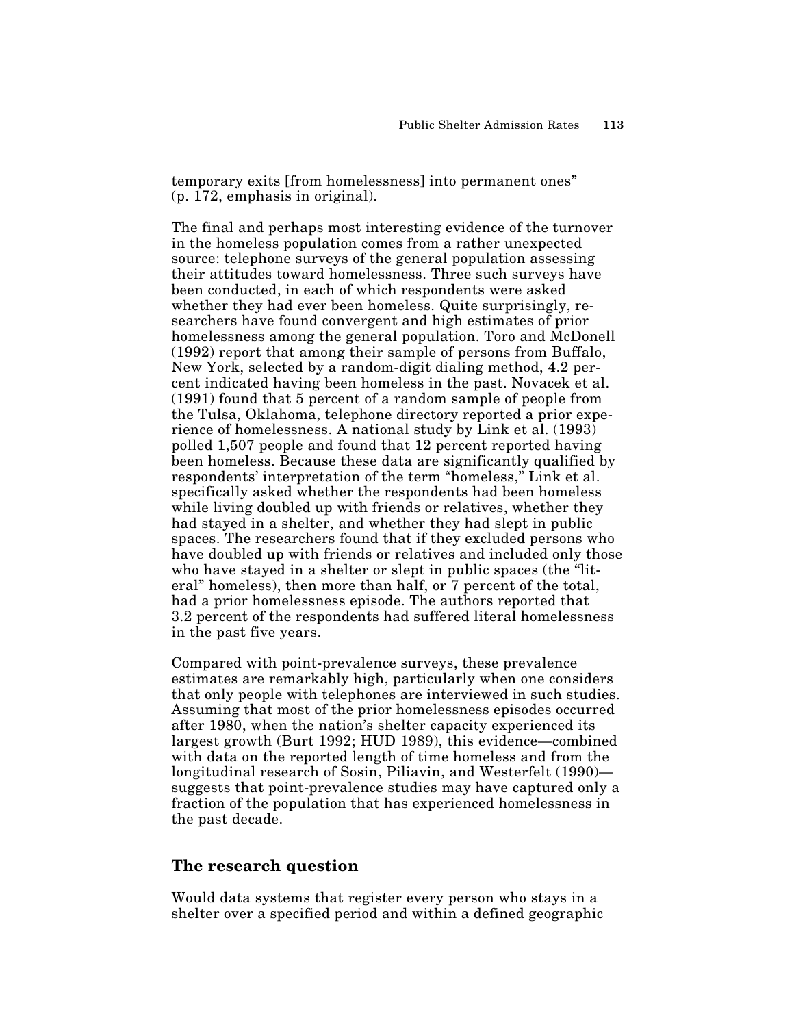temporary exits [from homelessness] into permanent ones" (p. 172, emphasis in original).

The final and perhaps most interesting evidence of the turnover in the homeless population comes from a rather unexpected source: telephone surveys of the general population assessing their attitudes toward homelessness. Three such surveys have been conducted, in each of which respondents were asked whether they had ever been homeless. Quite surprisingly, researchers have found convergent and high estimates of prior homelessness among the general population. Toro and McDonell (1992) report that among their sample of persons from Buffalo, New York, selected by a random-digit dialing method, 4.2 percent indicated having been homeless in the past. Novacek et al. (1991) found that 5 percent of a random sample of people from the Tulsa, Oklahoma, telephone directory reported a prior experience of homelessness. A national study by Link et al. (1993) polled 1,507 people and found that 12 percent reported having been homeless. Because these data are significantly qualified by respondents' interpretation of the term "homeless," Link et al. specifically asked whether the respondents had been homeless while living doubled up with friends or relatives, whether they had stayed in a shelter, and whether they had slept in public spaces. The researchers found that if they excluded persons who have doubled up with friends or relatives and included only those who have stayed in a shelter or slept in public spaces (the "literal" homeless), then more than half, or 7 percent of the total, had a prior homelessness episode. The authors reported that 3.2 percent of the respondents had suffered literal homelessness in the past five years.

Compared with point-prevalence surveys, these prevalence estimates are remarkably high, particularly when one considers that only people with telephones are interviewed in such studies. Assuming that most of the prior homelessness episodes occurred after 1980, when the nation's shelter capacity experienced its largest growth (Burt 1992; HUD 1989), this evidence—combined with data on the reported length of time homeless and from the longitudinal research of Sosin, Piliavin, and Westerfelt (1990)—suggests that point-prevalence studies may have captured only a fraction of the population that has experienced homelessness in the past decade.

## The research question

Would data systems that register every person who stays in a shelter over a specified period and within a defined geographic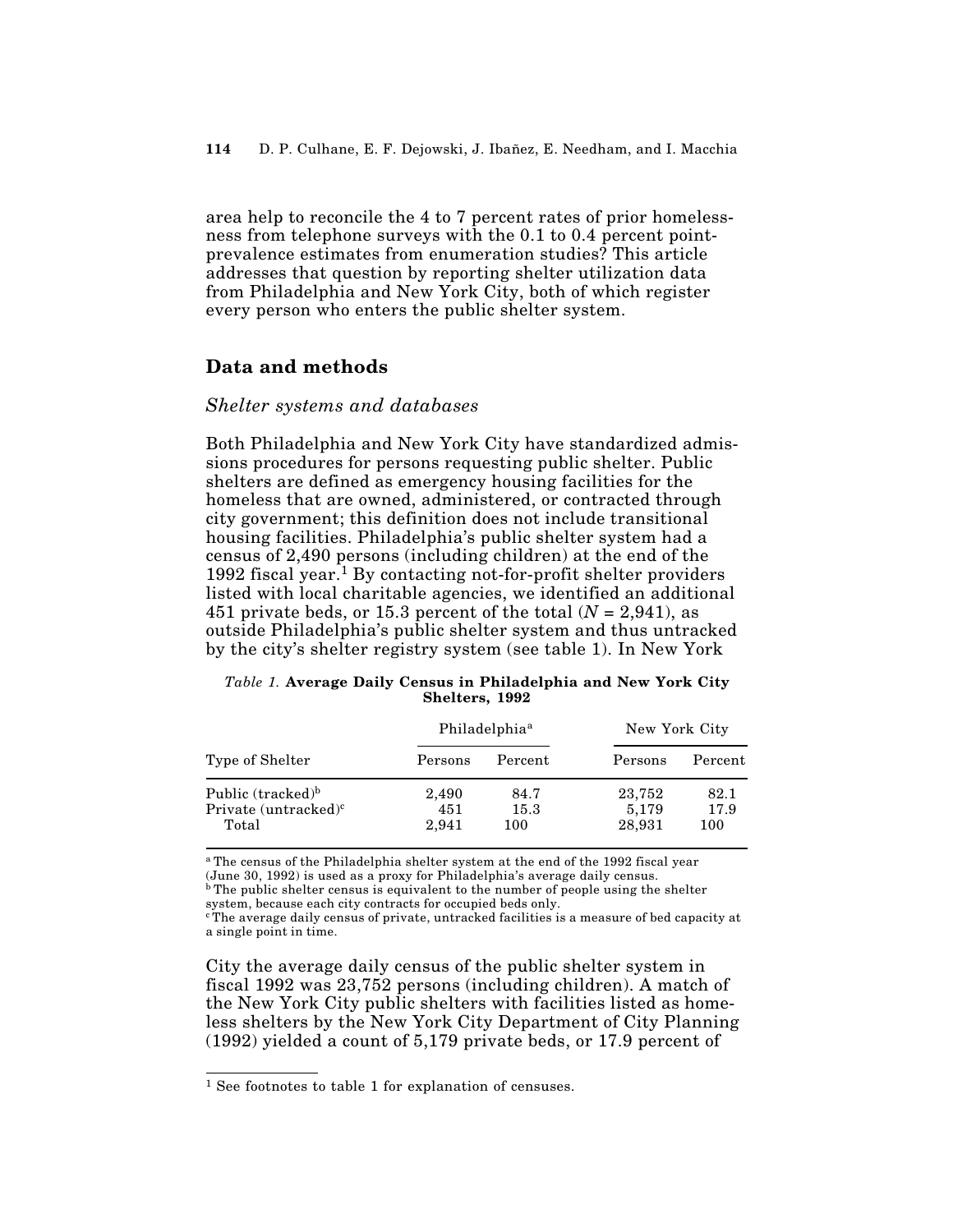area help to reconcile the 4 to 7 percent rates of prior homelessness from telephone surveys with the 0.1 to 0.4 percent point-prevalence estimates from enumeration studies? This article addresses that question by reporting shelter utilization data from Philadelphia and New York City, both of which register every person who enters the public shelter system.

## Data and methods

### *Shelter systems and databases*

Both Philadelphia and New York City have standardized admissions procedures for persons requesting public shelter. Public shelters are defined as emergency housing facilities for the homeless that are owned, administered, or contracted through city government; this definition does not include transitional housing facilities. Philadelphia's public shelter system had a census of 2,490 persons (including children) at the end of the 1992 fiscal year.[1] By contacting not-for-profit shelter providers listed with local charitable agencies, we identified an additional 451 private beds, or 15.3 percent of the total ($N$ = 2,941), as outside Philadelphia's public shelter system and thus untracked by the city's shelter registry system (see table 1). In New York City the average daily census of the public shelter system in fiscal 1992 was 23,752 persons (including children). A match of the New York City public shelters with facilities listed as homeless shelters by the New York City Department of City Planning (1992) yielded a count of 5,179 private beds, or 17.9 percent of

*Table 1.* **Average Daily Census in Philadelphia and New York City Shelters, 1992**

| | Philadelphia[a] | | New York City | |
|---|---|---|---|---|
| Type of Shelter | Persons | Percent | Persons | Percent |
| Public (tracked)[b] | 2,490 | 84.7 | 23,752 | 82.1 |
| Private (untracked)[c] | 451 | 15.3 | 5,179 | 17.9 |
| Total | 2,941 | 100 | 28,931 | 100 |

[a] The census of the Philadelphia shelter system at the end of the 1992 fiscal year (June 30, 1992) is used as a proxy for Philadelphia's average daily census.
[b] The public shelter census is equivalent to the number of people using the shelter system, because each city contracts for occupied beds only.
[c] The average daily census of private, untracked facilities is a measure of bed capacity at a single point in time.

[1] See footnotes to table 1 for explanation of censuses.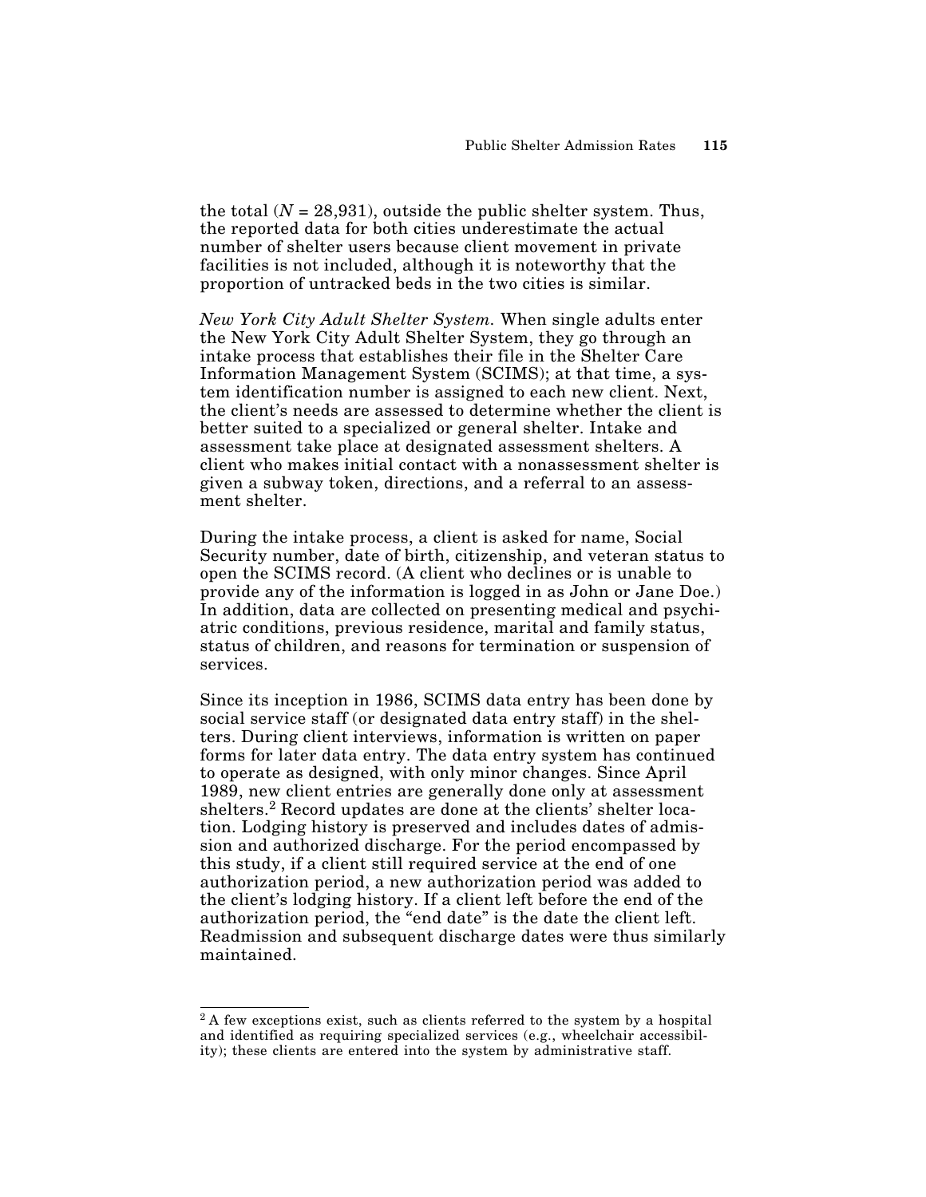the total ($N$ = 28,931), outside the public shelter system. Thus, the reported data for both cities underestimate the actual number of shelter users because client movement in private facilities is not included, although it is noteworthy that the proportion of untracked beds in the two cities is similar.

*New York City Adult Shelter System.* When single adults enter the New York City Adult Shelter System, they go through an intake process that establishes their file in the Shelter Care Information Management System (SCIMS); at that time, a system identification number is assigned to each new client. Next, the client's needs are assessed to determine whether the client is better suited to a specialized or general shelter. Intake and assessment take place at designated assessment shelters. A client who makes initial contact with a nonassessment shelter is given a subway token, directions, and a referral to an assessment shelter.

During the intake process, a client is asked for name, Social Security number, date of birth, citizenship, and veteran status to open the SCIMS record. (A client who declines or is unable to provide any of the information is logged in as John or Jane Doe.) In addition, data are collected on presenting medical and psychiatric conditions, previous residence, marital and family status, status of children, and reasons for termination or suspension of services.

Since its inception in 1986, SCIMS data entry has been done by social service staff (or designated data entry staff) in the shelters. During client interviews, information is written on paper forms for later data entry. The data entry system has continued to operate as designed, with only minor changes. Since April 1989, new client entries are generally done only at assessment shelters.[2] Record updates are done at the clients' shelter location. Lodging history is preserved and includes dates of admission and authorized discharge. For the period encompassed by this study, if a client still required service at the end of one authorization period, a new authorization period was added to the client's lodging history. If a client left before the end of the authorization period, the "end date" is the date the client left. Readmission and subsequent discharge dates were thus similarly maintained.

[2] A few exceptions exist, such as clients referred to the system by a hospital and identified as requiring specialized services (e.g., wheelchair accessibility); these clients are entered into the system by administrative staff.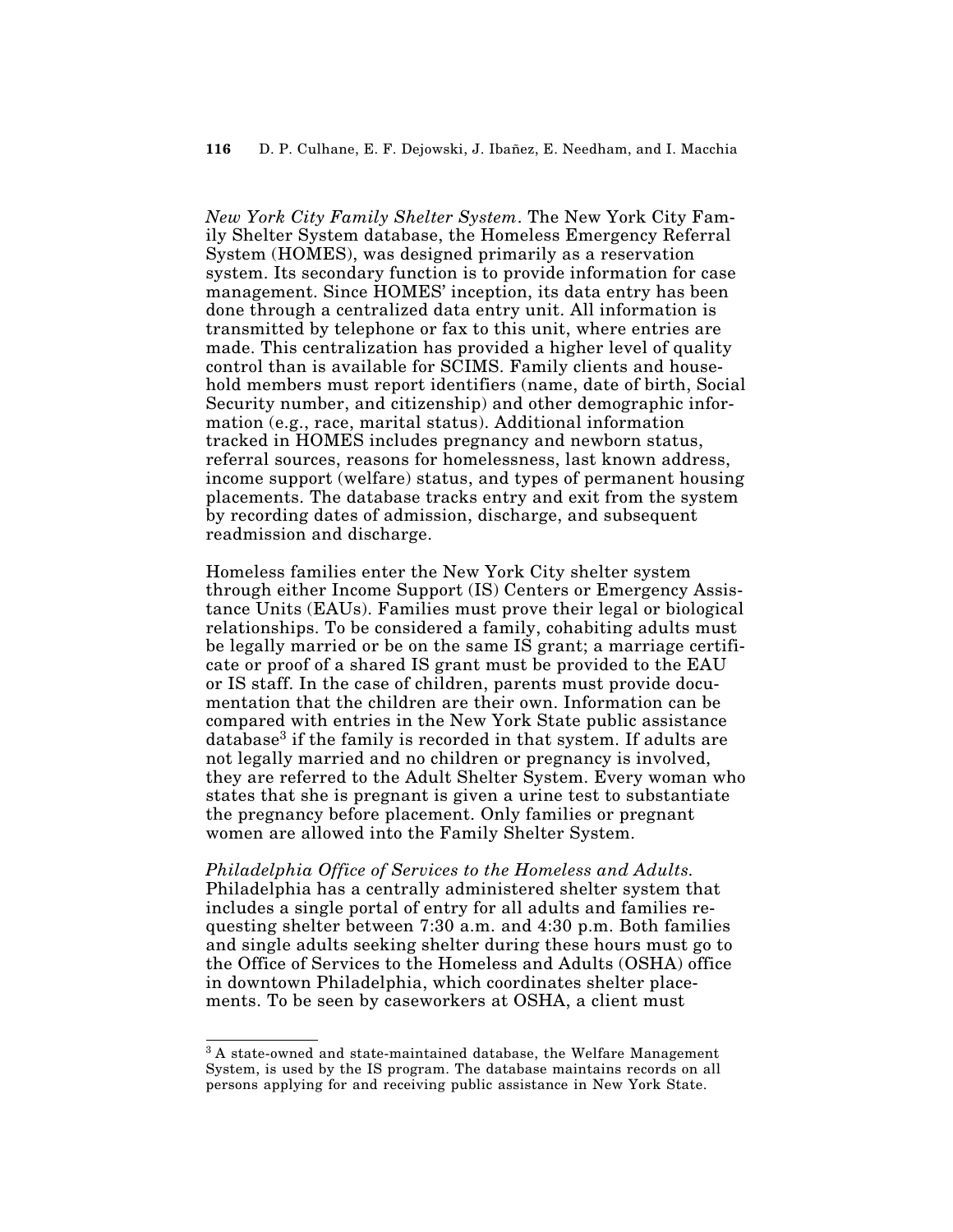*New York City Family Shelter System*. The New York City Family Shelter System database, the Homeless Emergency Referral System (HOMES), was designed primarily as a reservation system. Its secondary function is to provide information for case management. Since HOMES' inception, its data entry has been done through a centralized data entry unit. All information is transmitted by telephone or fax to this unit, where entries are made. This centralization has provided a higher level of quality control than is available for SCIMS. Family clients and household members must report identifiers (name, date of birth, Social Security number, and citizenship) and other demographic information (e.g., race, marital status). Additional information tracked in HOMES includes pregnancy and newborn status, referral sources, reasons for homelessness, last known address, income support (welfare) status, and types of permanent housing placements. The database tracks entry and exit from the system by recording dates of admission, discharge, and subsequent readmission and discharge.

Homeless families enter the New York City shelter system through either Income Support (IS) Centers or Emergency Assistance Units (EAUs). Families must prove their legal or biological relationships. To be considered a family, cohabiting adults must be legally married or be on the same IS grant; a marriage certificate or proof of a shared IS grant must be provided to the EAU or IS staff. In the case of children, parents must provide documentation that the children are their own. Information can be compared with entries in the New York State public assistance database[3] if the family is recorded in that system. If adults are not legally married and no children or pregnancy is involved, they are referred to the Adult Shelter System. Every woman who states that she is pregnant is given a urine test to substantiate the pregnancy before placement. Only families or pregnant women are allowed into the Family Shelter System.

*Philadelphia Office of Services to the Homeless and Adults.* Philadelphia has a centrally administered shelter system that includes a single portal of entry for all adults and families requesting shelter between 7:30 a.m. and 4:30 p.m. Both families and single adults seeking shelter during these hours must go to the Office of Services to the Homeless and Adults (OSHA) office in downtown Philadelphia, which coordinates shelter placements. To be seen by caseworkers at OSHA, a client must

---

[3] A state-owned and state-maintained database, the Welfare Management System, is used by the IS program. The database maintains records on all persons applying for and receiving public assistance in New York State.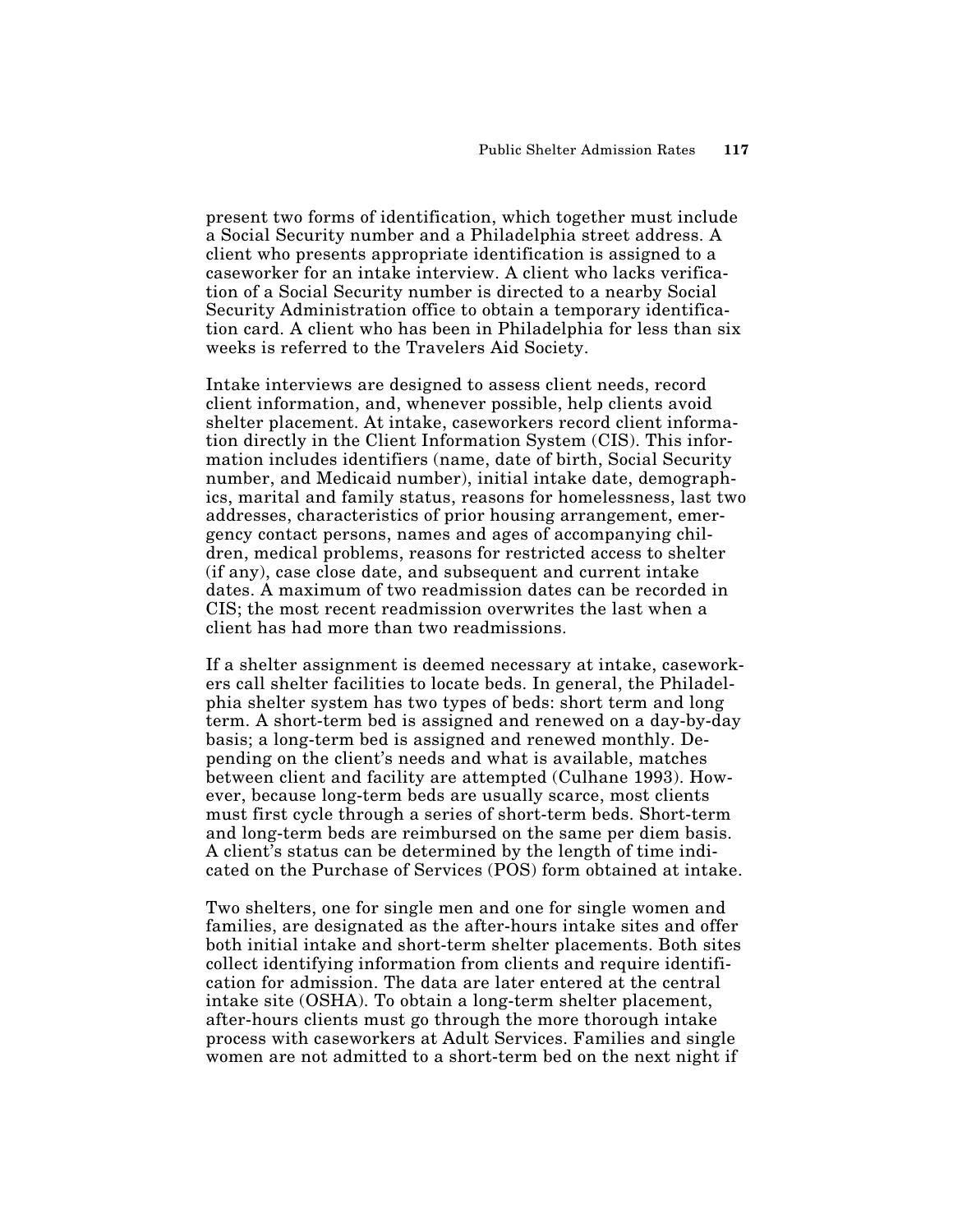present two forms of identification, which together must include a Social Security number and a Philadelphia street address. A client who presents appropriate identification is assigned to a caseworker for an intake interview. A client who lacks verification of a Social Security number is directed to a nearby Social Security Administration office to obtain a temporary identification card. A client who has been in Philadelphia for less than six weeks is referred to the Travelers Aid Society.

Intake interviews are designed to assess client needs, record client information, and, whenever possible, help clients avoid shelter placement. At intake, caseworkers record client information directly in the Client Information System (CIS). This information includes identifiers (name, date of birth, Social Security number, and Medicaid number), initial intake date, demographics, marital and family status, reasons for homelessness, last two addresses, characteristics of prior housing arrangement, emergency contact persons, names and ages of accompanying children, medical problems, reasons for restricted access to shelter (if any), case close date, and subsequent and current intake dates. A maximum of two readmission dates can be recorded in CIS; the most recent readmission overwrites the last when a client has had more than two readmissions.

If a shelter assignment is deemed necessary at intake, caseworkers call shelter facilities to locate beds. In general, the Philadelphia shelter system has two types of beds: short term and long term. A short-term bed is assigned and renewed on a day-by-day basis; a long-term bed is assigned and renewed monthly. Depending on the client's needs and what is available, matches between client and facility are attempted (Culhane 1993). However, because long-term beds are usually scarce, most clients must first cycle through a series of short-term beds. Short-term and long-term beds are reimbursed on the same per diem basis. A client's status can be determined by the length of time indicated on the Purchase of Services (POS) form obtained at intake.

Two shelters, one for single men and one for single women and families, are designated as the after-hours intake sites and offer both initial intake and short-term shelter placements. Both sites collect identifying information from clients and require identification for admission. The data are later entered at the central intake site (OSHA). To obtain a long-term shelter placement, after-hours clients must go through the more thorough intake process with caseworkers at Adult Services. Families and single women are not admitted to a short-term bed on the next night if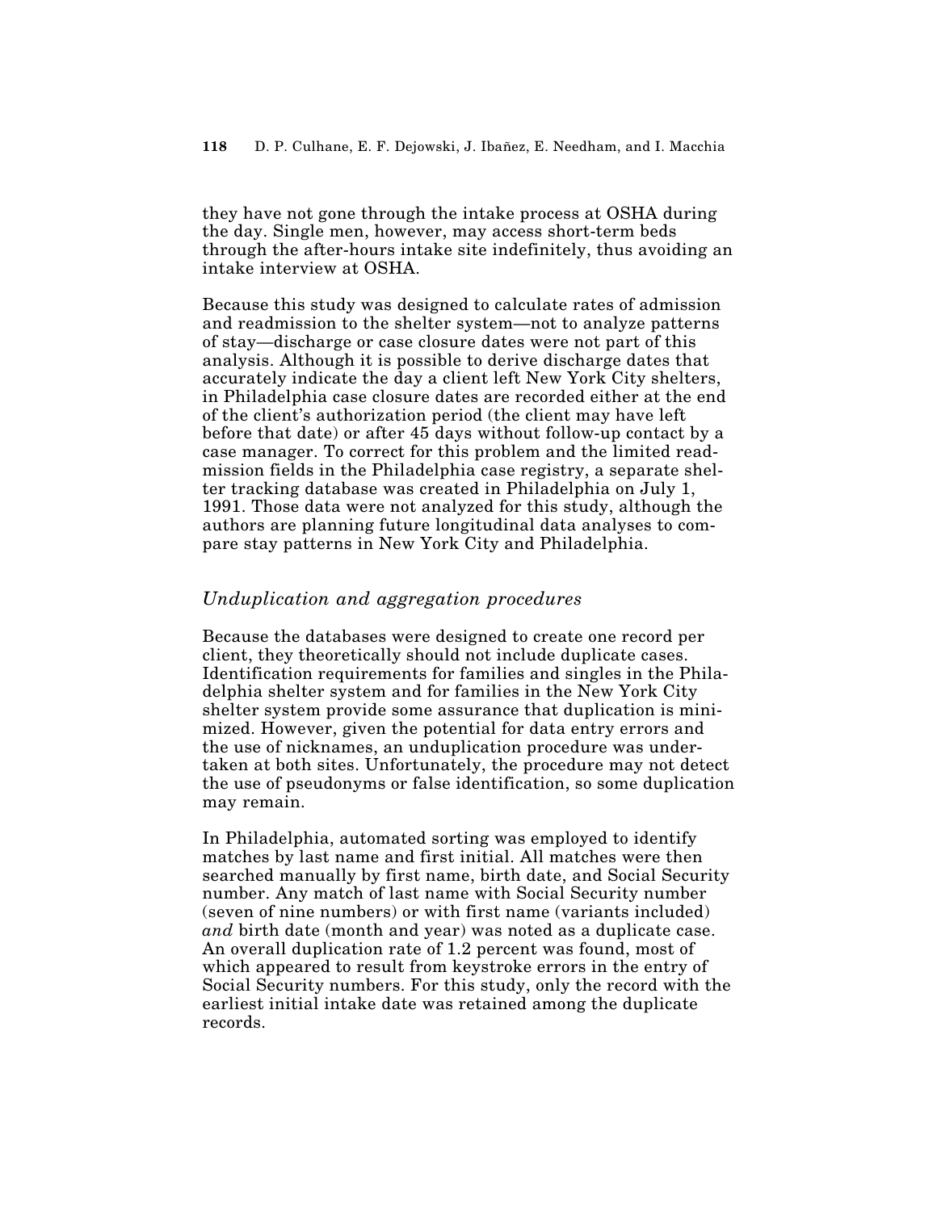they have not gone through the intake process at OSHA during the day. Single men, however, may access short-term beds through the after-hours intake site indefinitely, thus avoiding an intake interview at OSHA.

Because this study was designed to calculate rates of admission and readmission to the shelter system—not to analyze patterns of stay—discharge or case closure dates were not part of this analysis. Although it is possible to derive discharge dates that accurately indicate the day a client left New York City shelters, in Philadelphia case closure dates are recorded either at the end of the client's authorization period (the client may have left before that date) or after 45 days without follow-up contact by a case manager. To correct for this problem and the limited readmission fields in the Philadelphia case registry, a separate shelter tracking database was created in Philadelphia on July 1, 1991. Those data were not analyzed for this study, although the authors are planning future longitudinal data analyses to compare stay patterns in New York City and Philadelphia.

### *Unduplication and aggregation procedures*

Because the databases were designed to create one record per client, they theoretically should not include duplicate cases. Identification requirements for families and singles in the Philadelphia shelter system and for families in the New York City shelter system provide some assurance that duplication is minimized. However, given the potential for data entry errors and the use of nicknames, an unduplication procedure was undertaken at both sites. Unfortunately, the procedure may not detect the use of pseudonyms or false identification, so some duplication may remain.

In Philadelphia, automated sorting was employed to identify matches by last name and first initial. All matches were then searched manually by first name, birth date, and Social Security number. Any match of last name with Social Security number (seven of nine numbers) or with first name (variants included) *and* birth date (month and year) was noted as a duplicate case. An overall duplication rate of 1.2 percent was found, most of which appeared to result from keystroke errors in the entry of Social Security numbers. For this study, only the record with the earliest initial intake date was retained among the duplicate records.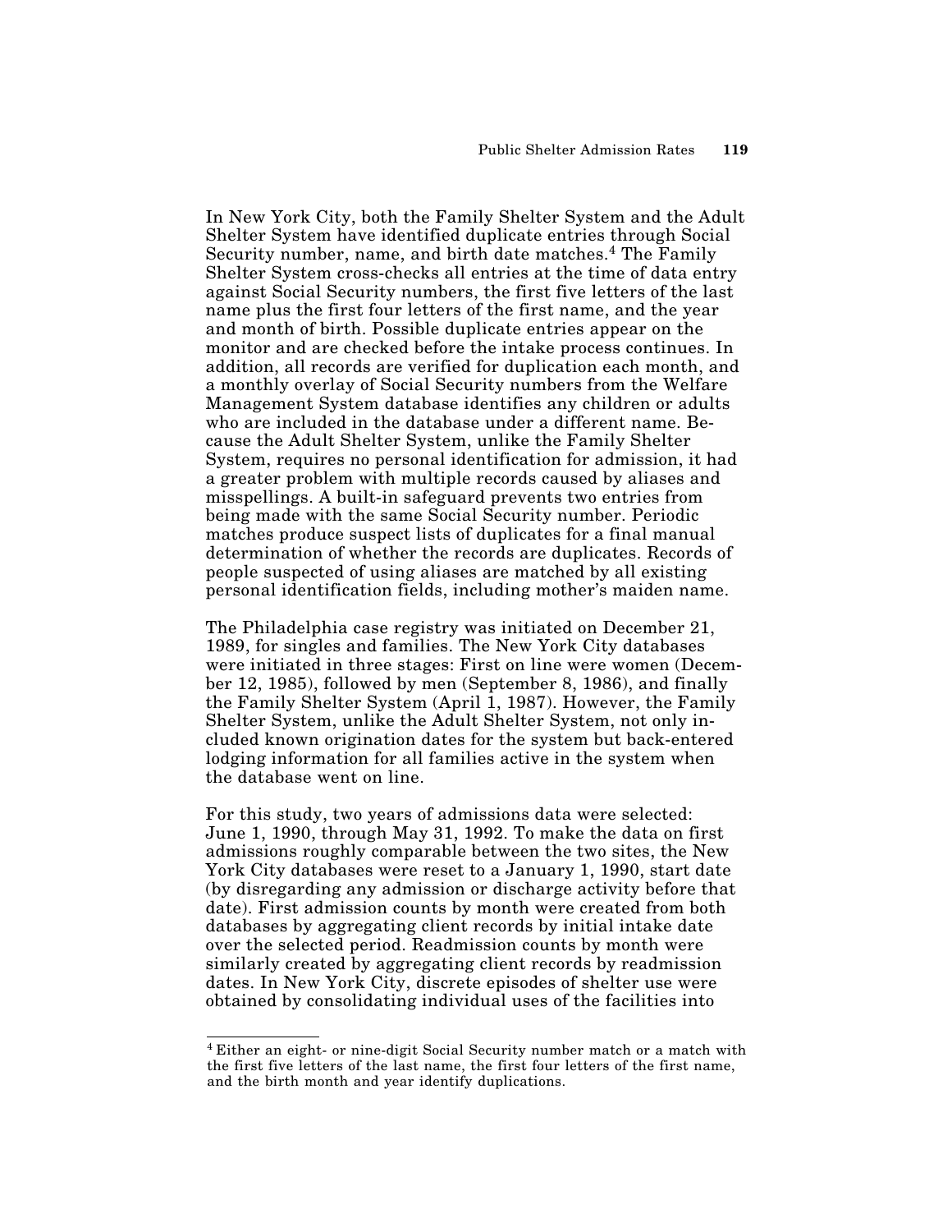In New York City, both the Family Shelter System and the Adult Shelter System have identified duplicate entries through Social Security number, name, and birth date matches.[4] The Family Shelter System cross-checks all entries at the time of data entry against Social Security numbers, the first five letters of the last name plus the first four letters of the first name, and the year and month of birth. Possible duplicate entries appear on the monitor and are checked before the intake process continues. In addition, all records are verified for duplication each month, and a monthly overlay of Social Security numbers from the Welfare Management System database identifies any children or adults who are included in the database under a different name. Because the Adult Shelter System, unlike the Family Shelter System, requires no personal identification for admission, it had a greater problem with multiple records caused by aliases and misspellings. A built-in safeguard prevents two entries from being made with the same Social Security number. Periodic matches produce suspect lists of duplicates for a final manual determination of whether the records are duplicates. Records of people suspected of using aliases are matched by all existing personal identification fields, including mother's maiden name.

The Philadelphia case registry was initiated on December 21, 1989, for singles and families. The New York City databases were initiated in three stages: First on line were women (December 12, 1985), followed by men (September 8, 1986), and finally the Family Shelter System (April 1, 1987). However, the Family Shelter System, unlike the Adult Shelter System, not only included known origination dates for the system but back-entered lodging information for all families active in the system when the database went on line.

For this study, two years of admissions data were selected: June 1, 1990, through May 31, 1992. To make the data on first admissions roughly comparable between the two sites, the New York City databases were reset to a January 1, 1990, start date (by disregarding any admission or discharge activity before that date). First admission counts by month were created from both databases by aggregating client records by initial intake date over the selected period. Readmission counts by month were similarly created by aggregating client records by readmission dates. In New York City, discrete episodes of shelter use were obtained by consolidating individual uses of the facilities into

[4] Either an eight- or nine-digit Social Security number match or a match with the first five letters of the last name, the first four letters of the first name, and the birth month and year identify duplications.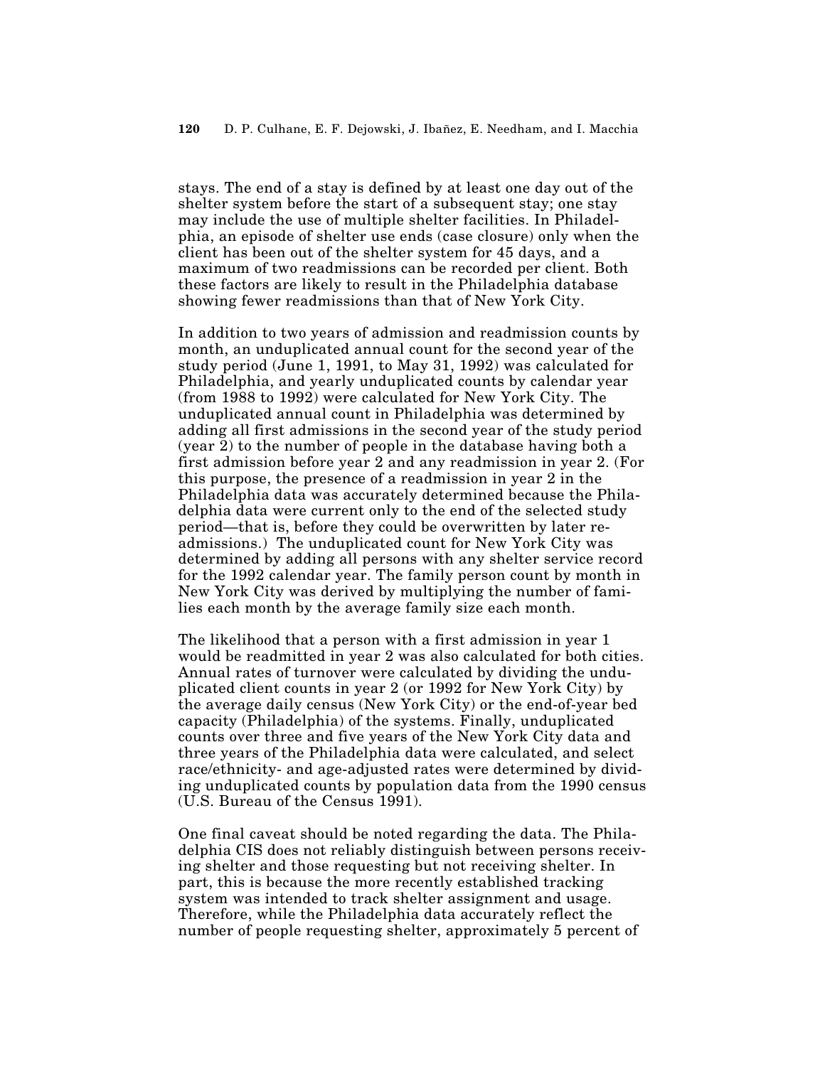stays. The end of a stay is defined by at least one day out of the shelter system before the start of a subsequent stay; one stay may include the use of multiple shelter facilities. In Philadelphia, an episode of shelter use ends (case closure) only when the client has been out of the shelter system for 45 days, and a maximum of two readmissions can be recorded per client. Both these factors are likely to result in the Philadelphia database showing fewer readmissions than that of New York City.

In addition to two years of admission and readmission counts by month, an unduplicated annual count for the second year of the study period (June 1, 1991, to May 31, 1992) was calculated for Philadelphia, and yearly unduplicated counts by calendar year (from 1988 to 1992) were calculated for New York City. The unduplicated annual count in Philadelphia was determined by adding all first admissions in the second year of the study period (year 2) to the number of people in the database having both a first admission before year 2 and any readmission in year 2. (For this purpose, the presence of a readmission in year 2 in the Philadelphia data was accurately determined because the Philadelphia data were current only to the end of the selected study period—that is, before they could be overwritten by later readmissions.) The unduplicated count for New York City was determined by adding all persons with any shelter service record for the 1992 calendar year. The family person count by month in New York City was derived by multiplying the number of families each month by the average family size each month.

The likelihood that a person with a first admission in year 1 would be readmitted in year 2 was also calculated for both cities. Annual rates of turnover were calculated by dividing the unduplicated client counts in year 2 (or 1992 for New York City) by the average daily census (New York City) or the end-of-year bed capacity (Philadelphia) of the systems. Finally, unduplicated counts over three and five years of the New York City data and three years of the Philadelphia data were calculated, and select race/ethnicity- and age-adjusted rates were determined by dividing unduplicated counts by population data from the 1990 census (U.S. Bureau of the Census 1991).

One final caveat should be noted regarding the data. The Philadelphia CIS does not reliably distinguish between persons receiving shelter and those requesting but not receiving shelter. In part, this is because the more recently established tracking system was intended to track shelter assignment and usage. Therefore, while the Philadelphia data accurately reflect the number of people requesting shelter, approximately 5 percent of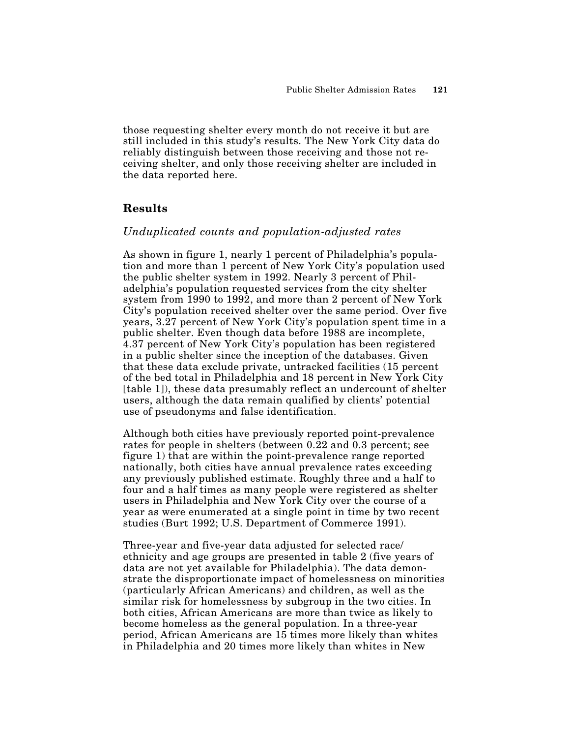those requesting shelter every month do not receive it but are still included in this study's results. The New York City data do reliably distinguish between those receiving and those not receiving shelter, and only those receiving shelter are included in the data reported here.

## Results

### *Unduplicated counts and population-adjusted rates*

As shown in figure 1, nearly 1 percent of Philadelphia's population and more than 1 percent of New York City's population used the public shelter system in 1992. Nearly 3 percent of Philadelphia's population requested services from the city shelter system from 1990 to 1992, and more than 2 percent of New York City's population received shelter over the same period. Over five years, 3.27 percent of New York City's population spent time in a public shelter. Even though data before 1988 are incomplete, 4.37 percent of New York City's population has been registered in a public shelter since the inception of the databases. Given that these data exclude private, untracked facilities (15 percent of the bed total in Philadelphia and 18 percent in New York City [table 1]), these data presumably reflect an undercount of shelter users, although the data remain qualified by clients' potential use of pseudonyms and false identification.

Although both cities have previously reported point-prevalence rates for people in shelters (between 0.22 and 0.3 percent; see figure 1) that are within the point-prevalence range reported nationally, both cities have annual prevalence rates exceeding any previously published estimate. Roughly three and a half to four and a half times as many people were registered as shelter users in Philadelphia and New York City over the course of a year as were enumerated at a single point in time by two recent studies (Burt 1992; U.S. Department of Commerce 1991).

Three-year and five-year data adjusted for selected race/ethnicity and age groups are presented in table 2 (five years of data are not yet available for Philadelphia). The data demonstrate the disproportionate impact of homelessness on minorities (particularly African Americans) and children, as well as the similar risk for homelessness by subgroup in the two cities. In both cities, African Americans are more than twice as likely to become homeless as the general population. In a three-year period, African Americans are 15 times more likely than whites in Philadelphia and 20 times more likely than whites in New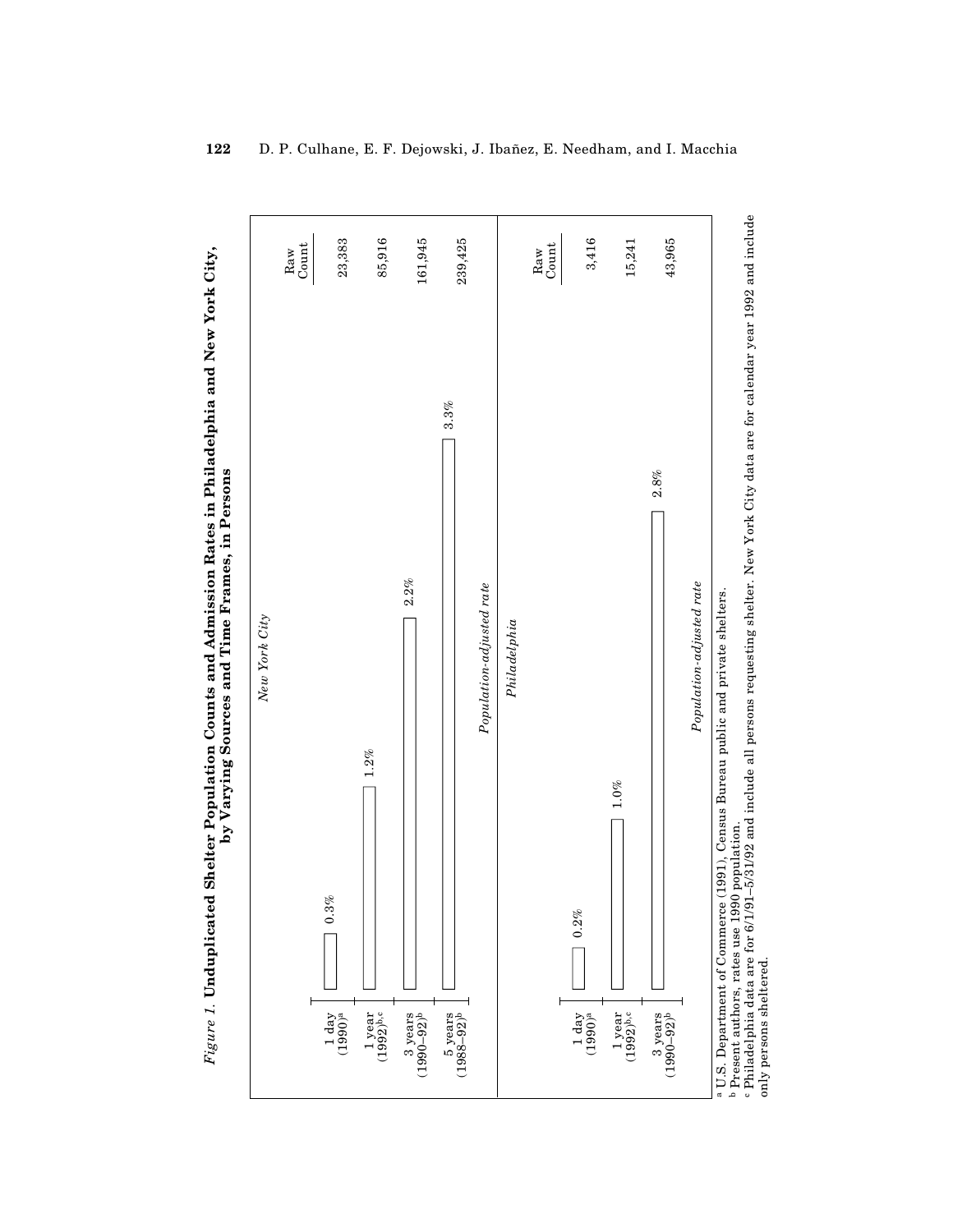*Figure 1.* **Unduplicated Shelter Population Counts and Admission Rates in Philadelphia and New York City, by Varying Sources and Time Frames, in Persons**

*New York City*

Raw Count

1 day (1990)[a] 0.3% 23,383

1 year (1992)[b,c] 1.2% 85,916

3 years (1990–92)[b] 2.2% 161,945

5 years (1988–92)[b] 3.3% 239,425

*Population-adjusted rate*

*Philadelphia*

Raw Count

1 day (1990)[a] 0.2% 3,416

1 year (1992)[b,c] 1.0% 15,241

3 years (1990–92)[b] 2.8% 43,965

*Population-adjusted rate*

[a] U.S. Department of Commerce (1991), Census Bureau public and private shelters.
[b] Present authors, rates use 1990 population.
[c] Philadelphia data are for 6/1/91–5/31/92 and include all persons requesting shelter. New York City data are for calendar year 1992 and include only persons sheltered.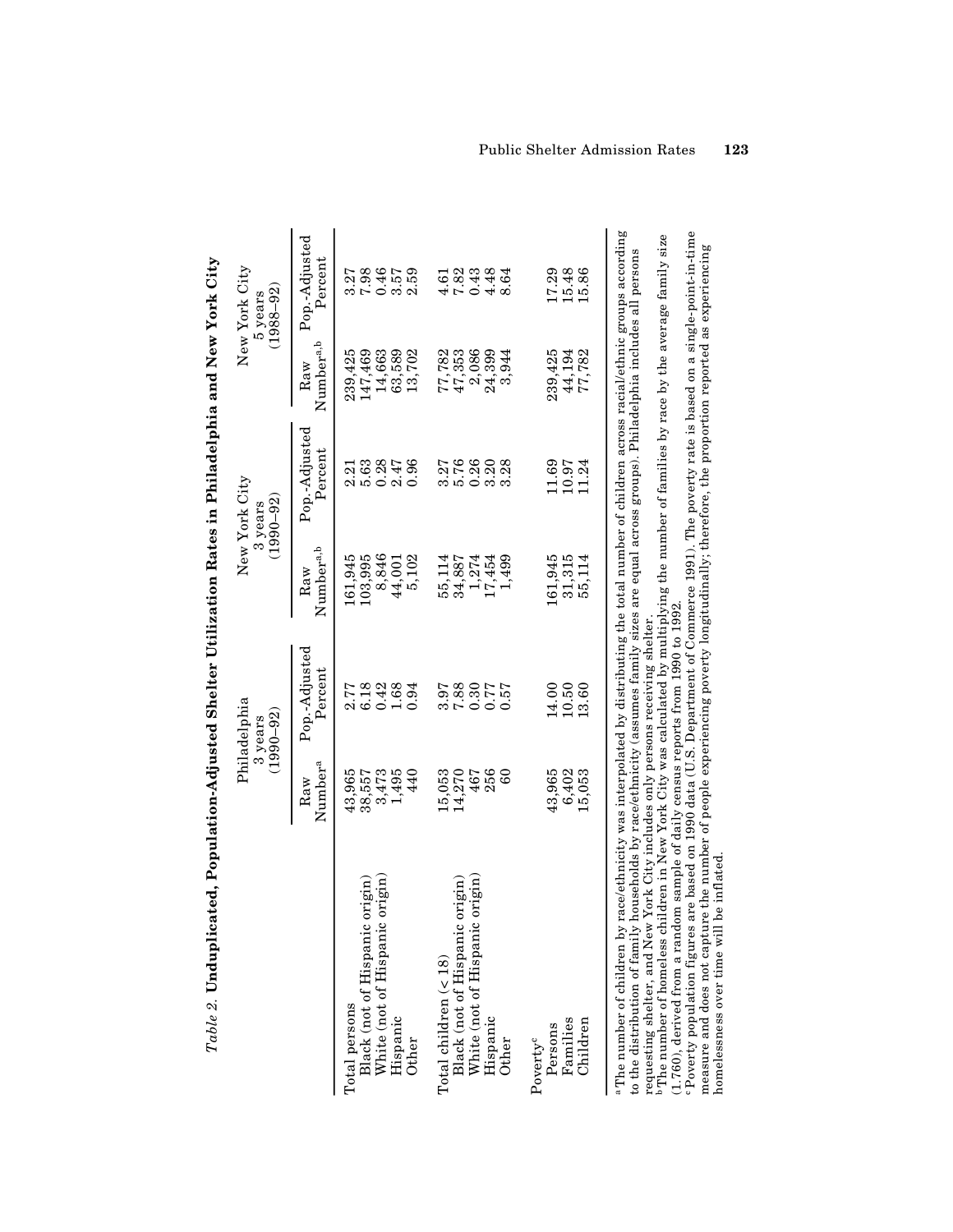*Table 2.* **Unduplicated, Population-Adjusted Shelter Utilization Rates in Philadelphia and New York City**

| | Philadelphia 3 years (1990–92) | | New York City 3 years (1990–92) | | New York City 5 years (1988–92) | |
|---|---|---|---|---|---|---|
| | Raw Number[a] | Pop.-Adjusted Percent | Raw Number[a,b] | Pop.-Adjusted Percent | Raw Number[a,b] | Pop.-Adjusted Percent |
| Total persons | 43,965 | 2.77 | 161,945 | 2.21 | 239,425 | 3.27 |
| Black (not of Hispanic origin) | 38,557 | 6.18 | 103,995 | 5.63 | 147,469 | 7.98 |
| White (not of Hispanic origin) | 3,473 | 0.42 | 8,846 | 0.28 | 14,663 | 0.46 |
| Hispanic | 1,495 | 1.68 | 44,001 | 2.47 | 63,589 | 3.57 |
| Other | 440 | 0.94 | 5,102 | 0.96 | 13,702 | 2.59 |
| Total children (< 18) | 15,053 | 3.97 | 55,114 | 3.27 | 77,782 | 4.61 |
| Black (not of Hispanic origin) | 14,270 | 7.88 | 34,887 | 5.76 | 47,353 | 7.82 |
| White (not of Hispanic origin) | 467 | 0.30 | 1,274 | 0.26 | 2,086 | 0.43 |
| Hispanic | 256 | 0.77 | 17,454 | 3.20 | 24,399 | 4.48 |
| Other | 60 | 0.57 | 1,499 | 3.28 | 3,944 | 8.64 |
| Poverty[c] | | | | | | |
| Persons | 43,965 | 14.00 | 161,945 | 11.69 | 239,425 | 17.29 |
| Families | 6,402 | 10.50 | 31,315 | 10.97 | 44,194 | 15.48 |
| Children | 15,053 | 13.60 | 55,114 | 11.24 | 77,782 | 15.86 |

[a] The number of children by race/ethnicity was interpolated by distributing the total number of children across racial/ethnic groups according to the distribution of family households by race/ethnicity (assumes family sizes are equal across groups). Philadelphia includes all persons requesting shelter, and New York City includes only persons receiving shelter.

[b] The number of homeless children in New York City was calculated by multiplying the number of families by race by the average family size (1.760), derived from a random sample of daily census reports from 1990 to 1992.

[c] Poverty population figures are based on 1990 data (U.S. Department of Commerce 1991). The poverty rate is based on a single-point-in-time measure and does not capture the number of people experiencing poverty longitudinally; therefore, the proportion reported as experiencing homelessness over time will be inflated.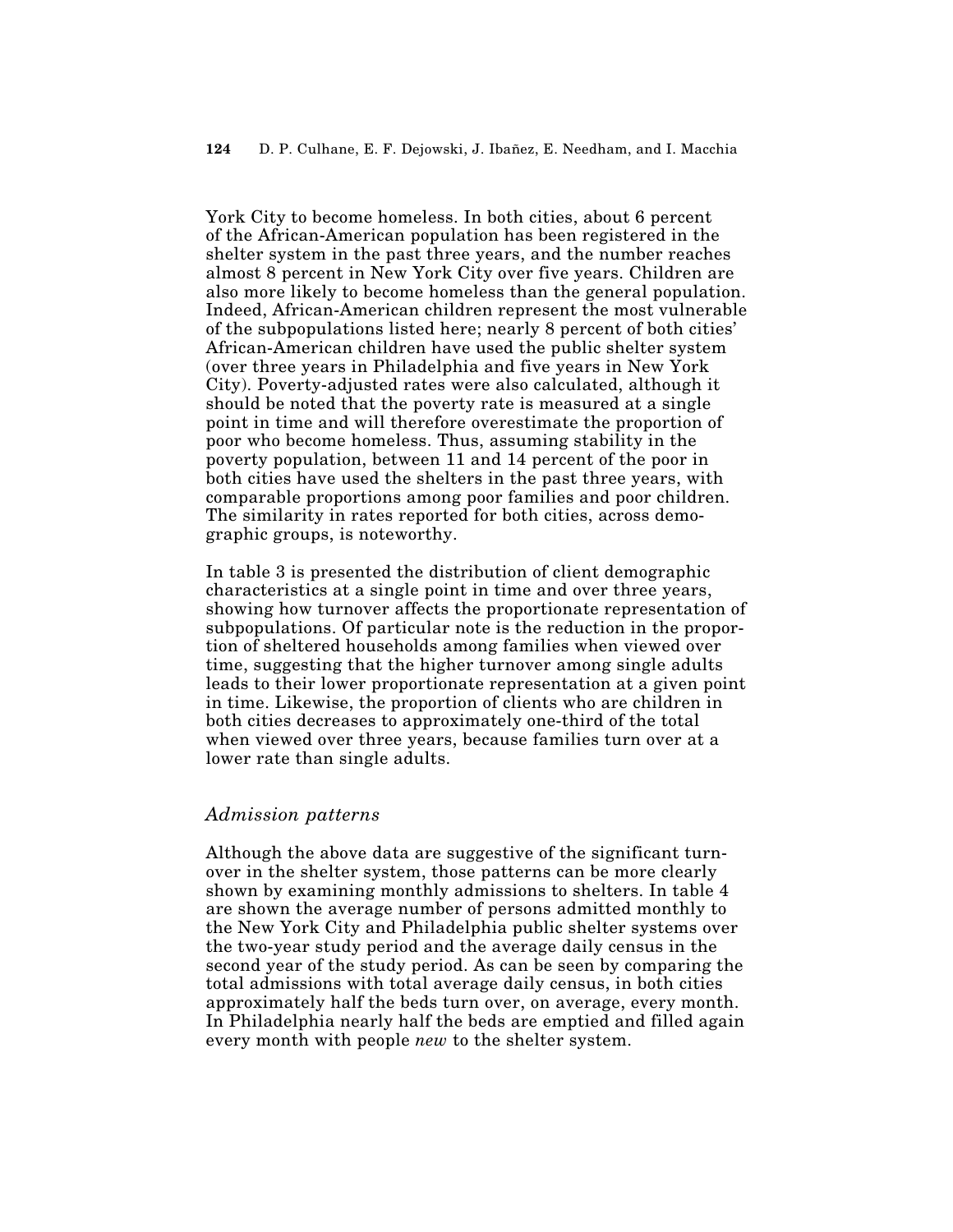York City to become homeless. In both cities, about 6 percent of the African-American population has been registered in the shelter system in the past three years, and the number reaches almost 8 percent in New York City over five years. Children are also more likely to become homeless than the general population. Indeed, African-American children represent the most vulnerable of the subpopulations listed here; nearly 8 percent of both cities' African-American children have used the public shelter system (over three years in Philadelphia and five years in New York City). Poverty-adjusted rates were also calculated, although it should be noted that the poverty rate is measured at a single point in time and will therefore overestimate the proportion of poor who become homeless. Thus, assuming stability in the poverty population, between 11 and 14 percent of the poor in both cities have used the shelters in the past three years, with comparable proportions among poor families and poor children. The similarity in rates reported for both cities, across demographic groups, is noteworthy.

In table 3 is presented the distribution of client demographic characteristics at a single point in time and over three years, showing how turnover affects the proportionate representation of subpopulations. Of particular note is the reduction in the proportion of sheltered households among families when viewed over time, suggesting that the higher turnover among single adults leads to their lower proportionate representation at a given point in time. Likewise, the proportion of clients who are children in both cities decreases to approximately one-third of the total when viewed over three years, because families turn over at a lower rate than single adults.

### *Admission patterns*

Although the above data are suggestive of the significant turnover in the shelter system, those patterns can be more clearly shown by examining monthly admissions to shelters. In table 4 are shown the average number of persons admitted monthly to the New York City and Philadelphia public shelter systems over the two-year study period and the average daily census in the second year of the study period. As can be seen by comparing the total admissions with total average daily census, in both cities approximately half the beds turn over, on average, every month. In Philadelphia nearly half the beds are emptied and filled again every month with people *new* to the shelter system.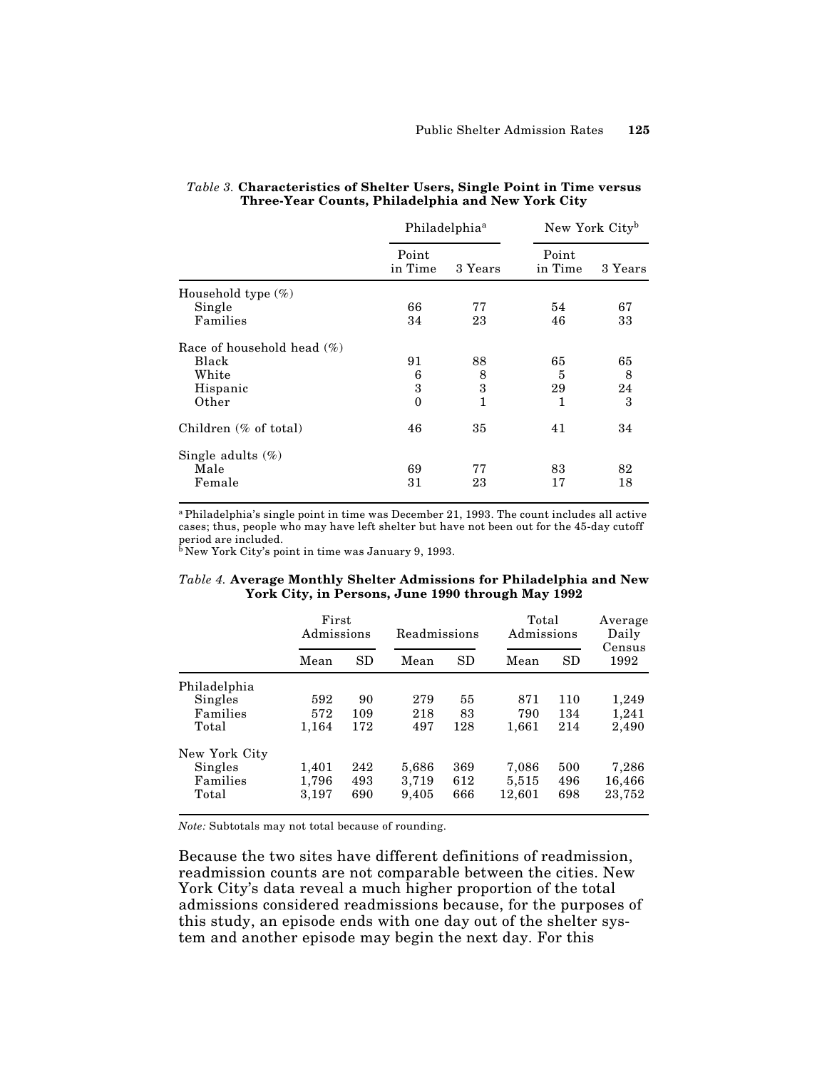*Table 3.* **Characteristics of Shelter Users, Single Point in Time versus Three-Year Counts, Philadelphia and New York City**

| | Philadelphia[a] | | New York City[b] | |
|---|---|---|---|---|
| | Point in Time | 3 Years | Point in Time | 3 Years |
| Household type (%) | | | | |
| Single | 66 | 77 | 54 | 67 |
| Families | 34 | 23 | 46 | 33 |
| Race of household head (%) | | | | |
| Black | 91 | 88 | 65 | 65 |
| White | 6 | 8 | 5 | 8 |
| Hispanic | 3 | 3 | 29 | 24 |
| Other | 0 | 1 | 1 | 3 |
| Children (% of total) | 46 | 35 | 41 | 34 |
| Single adults (%) | | | | |
| Male | 69 | 77 | 83 | 82 |
| Female | 31 | 23 | 17 | 18 |

[a] Philadelphia's single point in time was December 21, 1993. The count includes all active cases; thus, people who may have left shelter but have not been out for the 45-day cutoff period are included.
[b] New York City's point in time was January 9, 1993.

*Table 4.* **Average Monthly Shelter Admissions for Philadelphia and New York City, in Persons, June 1990 through May 1992**

| | First Admissions | | Readmissions | | Total Admissions | | Average Daily Census |
|---|---|---|---|---|---|---|---|
| | Mean | SD | Mean | SD | Mean | SD | 1992 |
| Philadelphia | | | | | | | |
| Singles | 592 | 90 | 279 | 55 | 871 | 110 | 1,249 |
| Families | 572 | 109 | 218 | 83 | 790 | 134 | 1,241 |
| Total | 1,164 | 172 | 497 | 128 | 1,661 | 214 | 2,490 |
| New York City | | | | | | | |
| Singles | 1,401 | 242 | 5,686 | 369 | 7,086 | 500 | 7,286 |
| Families | 1,796 | 493 | 3,719 | 612 | 5,515 | 496 | 16,466 |
| Total | 3,197 | 690 | 9,405 | 666 | 12,601 | 698 | 23,752 |

*Note:* Subtotals may not total because of rounding.

Because the two sites have different definitions of readmission, readmission counts are not comparable between the cities. New York City's data reveal a much higher proportion of the total admissions considered readmissions because, for the purposes of this study, an episode ends with one day out of the shelter system and another episode may begin the next day. For this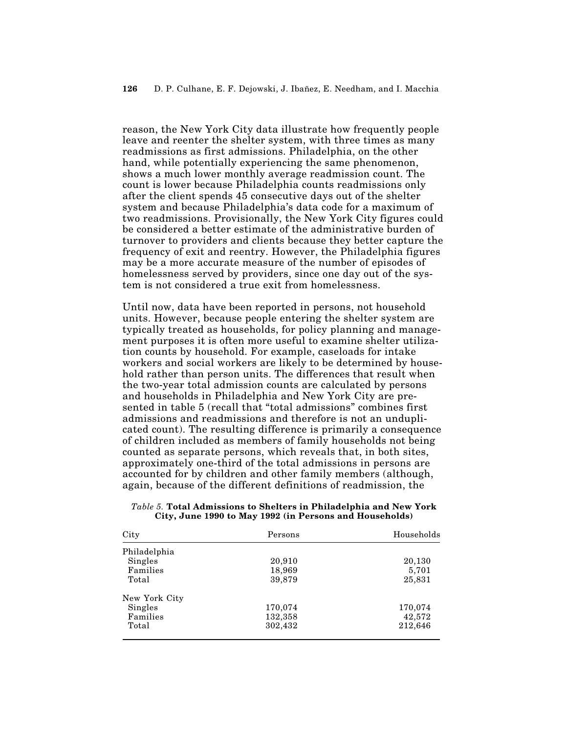reason, the New York City data illustrate how frequently people leave and reenter the shelter system, with three times as many readmissions as first admissions. Philadelphia, on the other hand, while potentially experiencing the same phenomenon, shows a much lower monthly average readmission count. The count is lower because Philadelphia counts readmissions only after the client spends 45 consecutive days out of the shelter system and because Philadelphia's data code for a maximum of two readmissions. Provisionally, the New York City figures could be considered a better estimate of the administrative burden of turnover to providers and clients because they better capture the frequency of exit and reentry. However, the Philadelphia figures may be a more accurate measure of the number of episodes of homelessness served by providers, since one day out of the system is not considered a true exit from homelessness.

Until now, data have been reported in persons, not household units. However, because people entering the shelter system are typically treated as households, for policy planning and management purposes it is often more useful to examine shelter utilization counts by household. For example, caseloads for intake workers and social workers are likely to be determined by household rather than person units. The differences that result when the two-year total admission counts are calculated by persons and households in Philadelphia and New York City are presented in table 5 (recall that "total admissions" combines first admissions and readmissions and therefore is not an unduplicated count). The resulting difference is primarily a consequence of children included as members of family households not being counted as separate persons, which reveals that, in both sites, approximately one-third of the total admissions in persons are accounted for by children and other family members (although, again, because of the different definitions of readmission, the

*Table 5.* **Total Admissions to Shelters in Philadelphia and New York City, June 1990 to May 1992 (in Persons and Households)**

| City | Persons | Households |
|---|---|---|
| Philadelphia | | |
| Singles | 20,910 | 20,130 |
| Families | 18,969 | 5,701 |
| Total | 39,879 | 25,831 |
| New York City | | |
| Singles | 170,074 | 170,074 |
| Families | 132,358 | 42,572 |
| Total | 302,432 | 212,646 |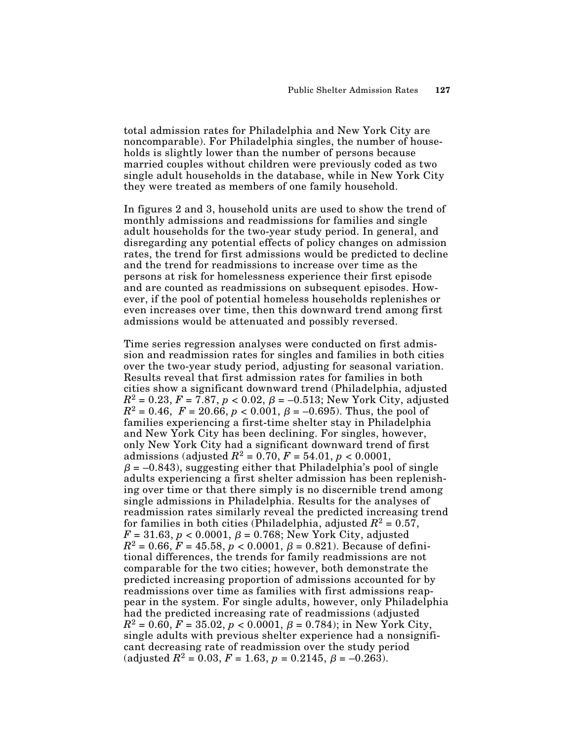total admission rates for Philadelphia and New York City are noncomparable). For Philadelphia singles, the number of households is slightly lower than the number of persons because married couples without children were previously coded as two single adult households in the database, while in New York City they were treated as members of one family household.

In figures 2 and 3, household units are used to show the trend of monthly admissions and readmissions for families and single adult households for the two-year study period. In general, and disregarding any potential effects of policy changes on admission rates, the trend for first admissions would be predicted to decline and the trend for readmissions to increase over time as the persons at risk for homelessness experience their first episode and are counted as readmissions on subsequent episodes. However, if the pool of potential homeless households replenishes or even increases over time, then this downward trend among first admissions would be attenuated and possibly reversed.

Time series regression analyses were conducted on first admission and readmission rates for singles and families in both cities over the two-year study period, adjusting for seasonal variation. Results reveal that first admission rates for families in both cities show a significant downward trend (Philadelphia, adjusted $R^2 = 0.23$, $F = 7.87$, $p < 0.02$, $\beta = -0.513$; New York City, adjusted $R^2 = 0.46$, $F = 20.66$, $p < 0.001$, $\beta = -0.695$). Thus, the pool of families experiencing a first-time shelter stay in Philadelphia and New York City has been declining. For singles, however, only New York City had a significant downward trend of first admissions (adjusted $R^2 = 0.70$, $F = 54.01$, $p < 0.0001$, $\beta = -0.843$), suggesting either that Philadelphia's pool of single adults experiencing a first shelter admission has been replenishing over time or that there simply is no discernible trend among single admissions in Philadelphia. Results for the analyses of readmission rates similarly reveal the predicted increasing trend for families in both cities (Philadelphia, adjusted $R^2 = 0.57$, $F = 31.63$, $p < 0.0001$, $\beta = 0.768$; New York City, adjusted $R^2 = 0.66$, $F = 45.58$, $p < 0.0001$, $\beta = 0.821$). Because of definitional differences, the trends for family readmissions are not comparable for the two cities; however, both demonstrate the predicted increasing proportion of admissions accounted for by readmissions over time as families with first admissions reappear in the system. For single adults, however, only Philadelphia had the predicted increasing rate of readmissions (adjusted $R^2 = 0.60$, $F = 35.02$, $p < 0.0001$, $\beta = 0.784$); in New York City, single adults with previous shelter experience had a nonsignificant decreasing rate of readmission over the study period (adjusted $R^2 = 0.03$, $F = 1.63$, $p = 0.2145$, $\beta = -0.263$).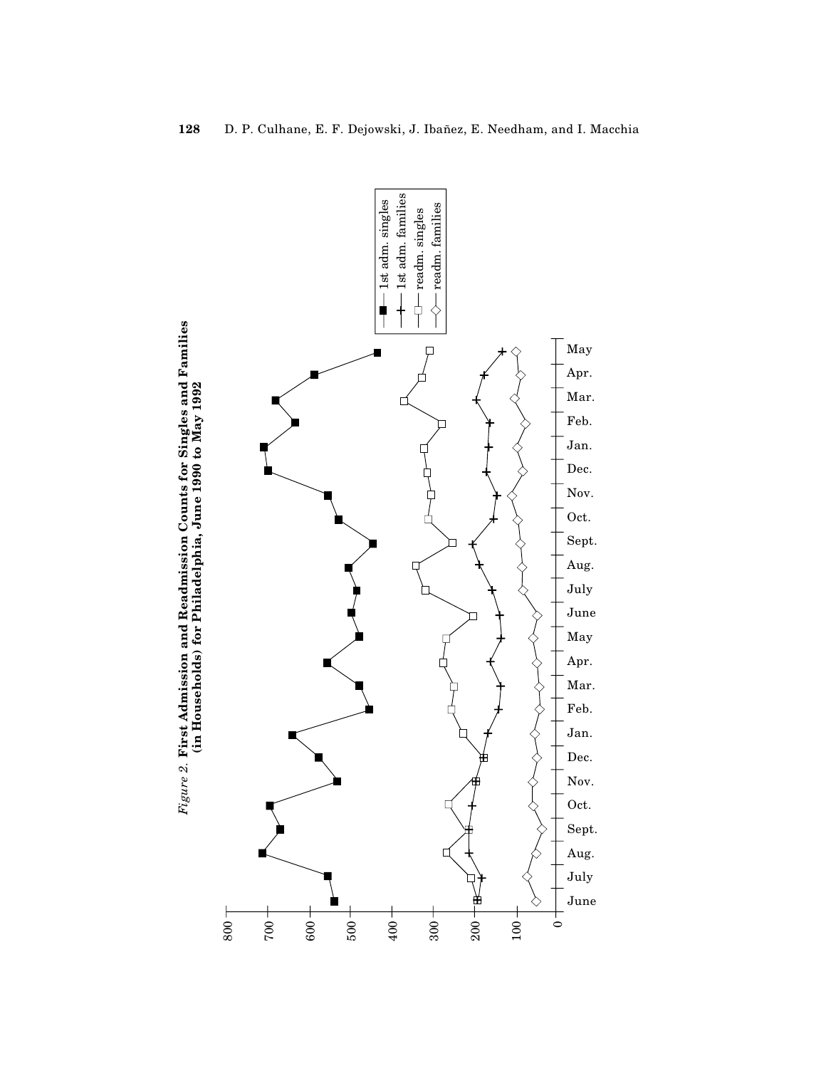*Figure 2.* **First Admission and Readmission Counts for Singles and Families (in Households) for Philadelphia, June 1990 to May 1992**

800
700
600
500
400
300
200
100
0

June
July
Aug.
Sept.
Oct.
Nov.
Dec.
Jan.
Feb.
Mar.
Apr.
May
June
July
Aug.
Sept.
Oct.
Nov.
Dec.
Jan.
Feb.
Mar.
Apr.
May

1st adm. singles
1st adm. families
readm. singles
readm. families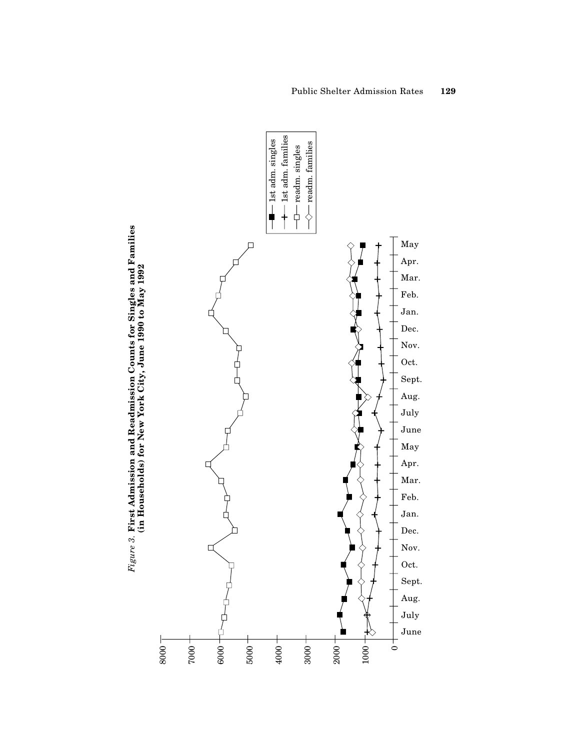*Figure 3.* **First Admission and Readmission Counts for Singles and Families (in Households) for New York City, June 1990 to May 1992**

1st adm. singles
1st adm. families
readm. singles
readm. families

8000
7000
6000
5000
4000
3000
2000
1000
0

June
July
Aug.
Sept.
Oct.
Nov.
Dec.
Jan.
Feb.
Mar.
Apr.
May
June
July
Aug.
Sept.
Oct.
Nov.
Dec.
Jan.
Feb.
Mar.
Apr.
May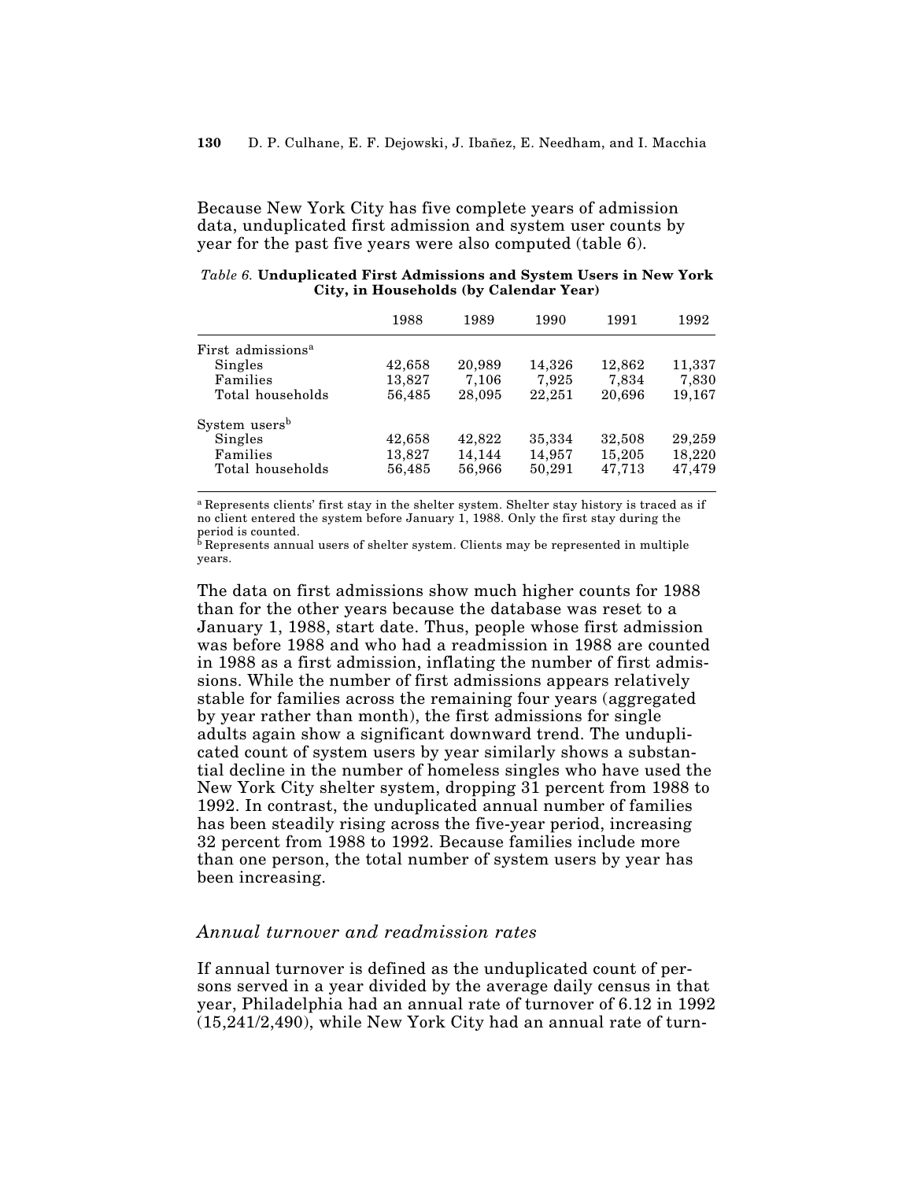Because New York City has five complete years of admission data, unduplicated first admission and system user counts by year for the past five years were also computed (table 6).

*Table 6.* **Unduplicated First Admissions and System Users in New York City, in Households (by Calendar Year)**

| | 1988 | 1989 | 1990 | 1991 | 1992 |
|---|---|---|---|---|---|
| First admissions[a] | | | | | |
| Singles | 42,658 | 20,989 | 14,326 | 12,862 | 11,337 |
| Families | 13,827 | 7,106 | 7,925 | 7,834 | 7,830 |
| Total households | 56,485 | 28,095 | 22,251 | 20,696 | 19,167 |
| System users[b] | | | | | |
| Singles | 42,658 | 42,822 | 35,334 | 32,508 | 29,259 |
| Families | 13,827 | 14,144 | 14,957 | 15,205 | 18,220 |
| Total households | 56,485 | 56,966 | 50,291 | 47,713 | 47,479 |

[a] Represents clients' first stay in the shelter system. Shelter stay history is traced as if no client entered the system before January 1, 1988. Only the first stay during the period is counted.
[b] Represents annual users of shelter system. Clients may be represented in multiple years.

The data on first admissions show much higher counts for 1988 than for the other years because the database was reset to a January 1, 1988, start date. Thus, people whose first admission was before 1988 and who had a readmission in 1988 are counted in 1988 as a first admission, inflating the number of first admissions. While the number of first admissions appears relatively stable for families across the remaining four years (aggregated by year rather than month), the first admissions for single adults again show a significant downward trend. The unduplicated count of system users by year similarly shows a substantial decline in the number of homeless singles who have used the New York City shelter system, dropping 31 percent from 1988 to 1992. In contrast, the unduplicated annual number of families has been steadily rising across the five-year period, increasing 32 percent from 1988 to 1992. Because families include more than one person, the total number of system users by year has been increasing.

### *Annual turnover and readmission rates*

If annual turnover is defined as the unduplicated count of persons served in a year divided by the average daily census in that year, Philadelphia had an annual rate of turnover of 6.12 in 1992 (15,241/2,490), while New York City had an annual rate of turn-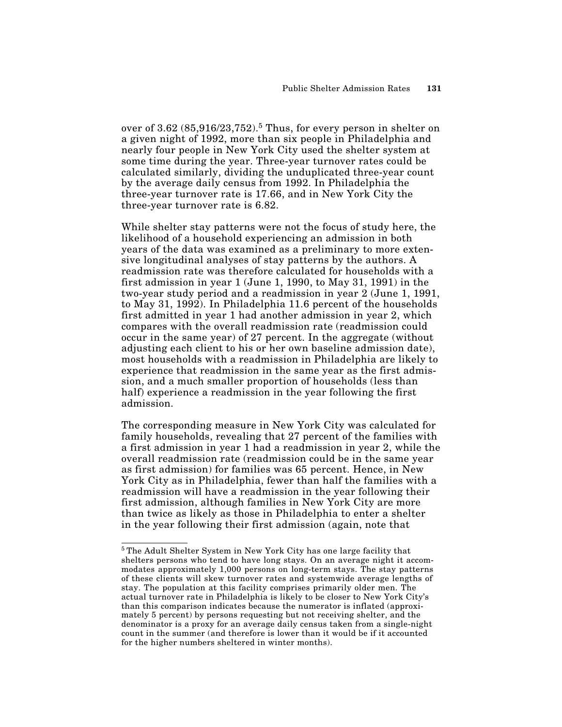over of 3.62 (85,916/23,752).[5] Thus, for every person in shelter on a given night of 1992, more than six people in Philadelphia and nearly four people in New York City used the shelter system at some time during the year. Three-year turnover rates could be calculated similarly, dividing the unduplicated three-year count by the average daily census from 1992. In Philadelphia the three-year turnover rate is 17.66, and in New York City the three-year turnover rate is 6.82.

While shelter stay patterns were not the focus of study here, the likelihood of a household experiencing an admission in both years of the data was examined as a preliminary to more extensive longitudinal analyses of stay patterns by the authors. A readmission rate was therefore calculated for households with a first admission in year 1 (June 1, 1990, to May 31, 1991) in the two-year study period and a readmission in year 2 (June 1, 1991, to May 31, 1992). In Philadelphia 11.6 percent of the households first admitted in year 1 had another admission in year 2, which compares with the overall readmission rate (readmission could occur in the same year) of 27 percent. In the aggregate (without adjusting each client to his or her own baseline admission date), most households with a readmission in Philadelphia are likely to experience that readmission in the same year as the first admission, and a much smaller proportion of households (less than half) experience a readmission in the year following the first admission.

The corresponding measure in New York City was calculated for family households, revealing that 27 percent of the families with a first admission in year 1 had a readmission in year 2, while the overall readmission rate (readmission could be in the same year as first admission) for families was 65 percent. Hence, in New York City as in Philadelphia, fewer than half the families with a readmission will have a readmission in the year following their first admission, although families in New York City are more than twice as likely as those in Philadelphia to enter a shelter in the year following their first admission (again, note that

[5] The Adult Shelter System in New York City has one large facility that shelters persons who tend to have long stays. On an average night it accommodates approximately 1,000 persons on long-term stays. The stay patterns of these clients will skew turnover rates and systemwide average lengths of stay. The population at this facility comprises primarily older men. The actual turnover rate in Philadelphia is likely to be closer to New York City's than this comparison indicates because the numerator is inflated (approximately 5 percent) by persons requesting but not receiving shelter, and the denominator is a proxy for an average daily census taken from a single-night count in the summer (and therefore is lower than it would be if it accounted for the higher numbers sheltered in winter months).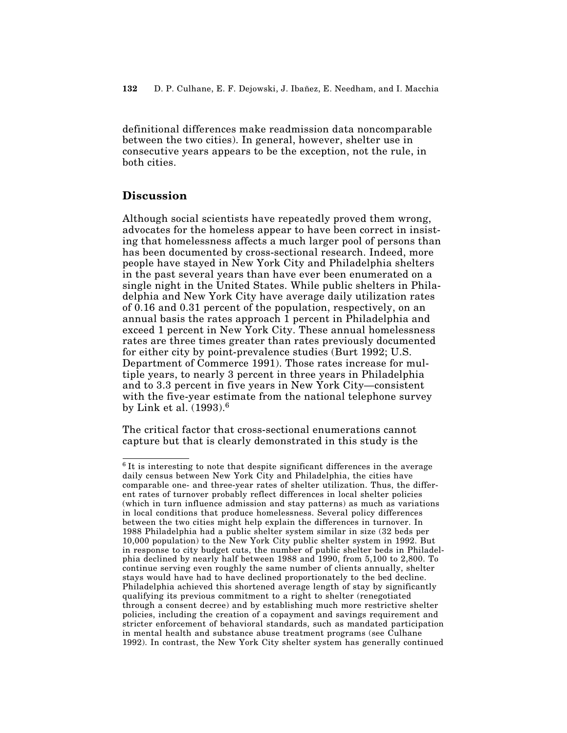definitional differences make readmission data noncomparable between the two cities). In general, however, shelter use in consecutive years appears to be the exception, not the rule, in both cities.

## Discussion

Although social scientists have repeatedly proved them wrong, advocates for the homeless appear to have been correct in insisting that homelessness affects a much larger pool of persons than has been documented by cross-sectional research. Indeed, more people have stayed in New York City and Philadelphia shelters in the past several years than have ever been enumerated on a single night in the United States. While public shelters in Philadelphia and New York City have average daily utilization rates of 0.16 and 0.31 percent of the population, respectively, on an annual basis the rates approach 1 percent in Philadelphia and exceed 1 percent in New York City. These annual homelessness rates are three times greater than rates previously documented for either city by point-prevalence studies (Burt 1992; U.S. Department of Commerce 1991). Those rates increase for multiple years, to nearly 3 percent in three years in Philadelphia and to 3.3 percent in five years in New York City—consistent with the five-year estimate from the national telephone survey by Link et al. (1993).[6]

The critical factor that cross-sectional enumerations cannot capture but that is clearly demonstrated in this study is the

---

[6] It is interesting to note that despite significant differences in the average daily census between New York City and Philadelphia, the cities have comparable one- and three-year rates of shelter utilization. Thus, the different rates of turnover probably reflect differences in local shelter policies (which in turn influence admission and stay patterns) as much as variations in local conditions that produce homelessness. Several policy differences between the two cities might help explain the differences in turnover. In 1988 Philadelphia had a public shelter system similar in size (32 beds per 10,000 population) to the New York City public shelter system in 1992. But in response to city budget cuts, the number of public shelter beds in Philadelphia declined by nearly half between 1988 and 1990, from 5,100 to 2,800. To continue serving even roughly the same number of clients annually, shelter stays would have had to have declined proportionately to the bed decline. Philadelphia achieved this shortened average length of stay by significantly qualifying its previous commitment to a right to shelter (renegotiated through a consent decree) and by establishing much more restrictive shelter policies, including the creation of a copayment and savings requirement and stricter enforcement of behavioral standards, such as mandated participation in mental health and substance abuse treatment programs (see Culhane 1992). In contrast, the New York City shelter system has generally continued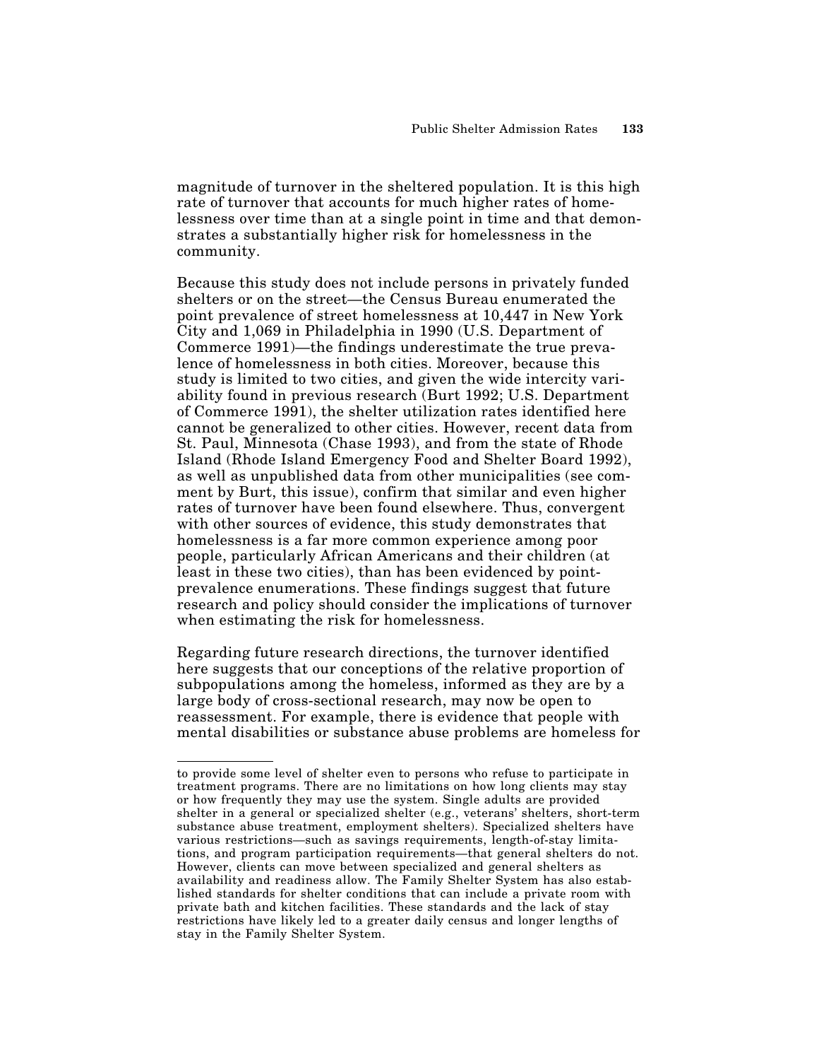magnitude of turnover in the sheltered population. It is this high rate of turnover that accounts for much higher rates of homelessness over time than at a single point in time and that demonstrates a substantially higher risk for homelessness in the community.

Because this study does not include persons in privately funded shelters or on the street—the Census Bureau enumerated the point prevalence of street homelessness at 10,447 in New York City and 1,069 in Philadelphia in 1990 (U.S. Department of Commerce 1991)—the findings underestimate the true prevalence of homelessness in both cities. Moreover, because this study is limited to two cities, and given the wide intercity variability found in previous research (Burt 1992; U.S. Department of Commerce 1991), the shelter utilization rates identified here cannot be generalized to other cities. However, recent data from St. Paul, Minnesota (Chase 1993), and from the state of Rhode Island (Rhode Island Emergency Food and Shelter Board 1992), as well as unpublished data from other municipalities (see comment by Burt, this issue), confirm that similar and even higher rates of turnover have been found elsewhere. Thus, convergent with other sources of evidence, this study demonstrates that homelessness is a far more common experience among poor people, particularly African Americans and their children (at least in these two cities), than has been evidenced by point-prevalence enumerations. These findings suggest that future research and policy should consider the implications of turnover when estimating the risk for homelessness.

Regarding future research directions, the turnover identified here suggests that our conceptions of the relative proportion of subpopulations among the homeless, informed as they are by a large body of cross-sectional research, may now be open to reassessment. For example, there is evidence that people with mental disabilities or substance abuse problems are homeless for

---

to provide some level of shelter even to persons who refuse to participate in treatment programs. There are no limitations on how long clients may stay or how frequently they may use the system. Single adults are provided shelter in a general or specialized shelter (e.g., veterans' shelters, short-term substance abuse treatment, employment shelters). Specialized shelters have various restrictions—such as savings requirements, length-of-stay limitations, and program participation requirements—that general shelters do not. However, clients can move between specialized and general shelters as availability and readiness allow. The Family Shelter System has also established standards for shelter conditions that can include a private room with private bath and kitchen facilities. These standards and the lack of stay restrictions have likely led to a greater daily census and longer lengths of stay in the Family Shelter System.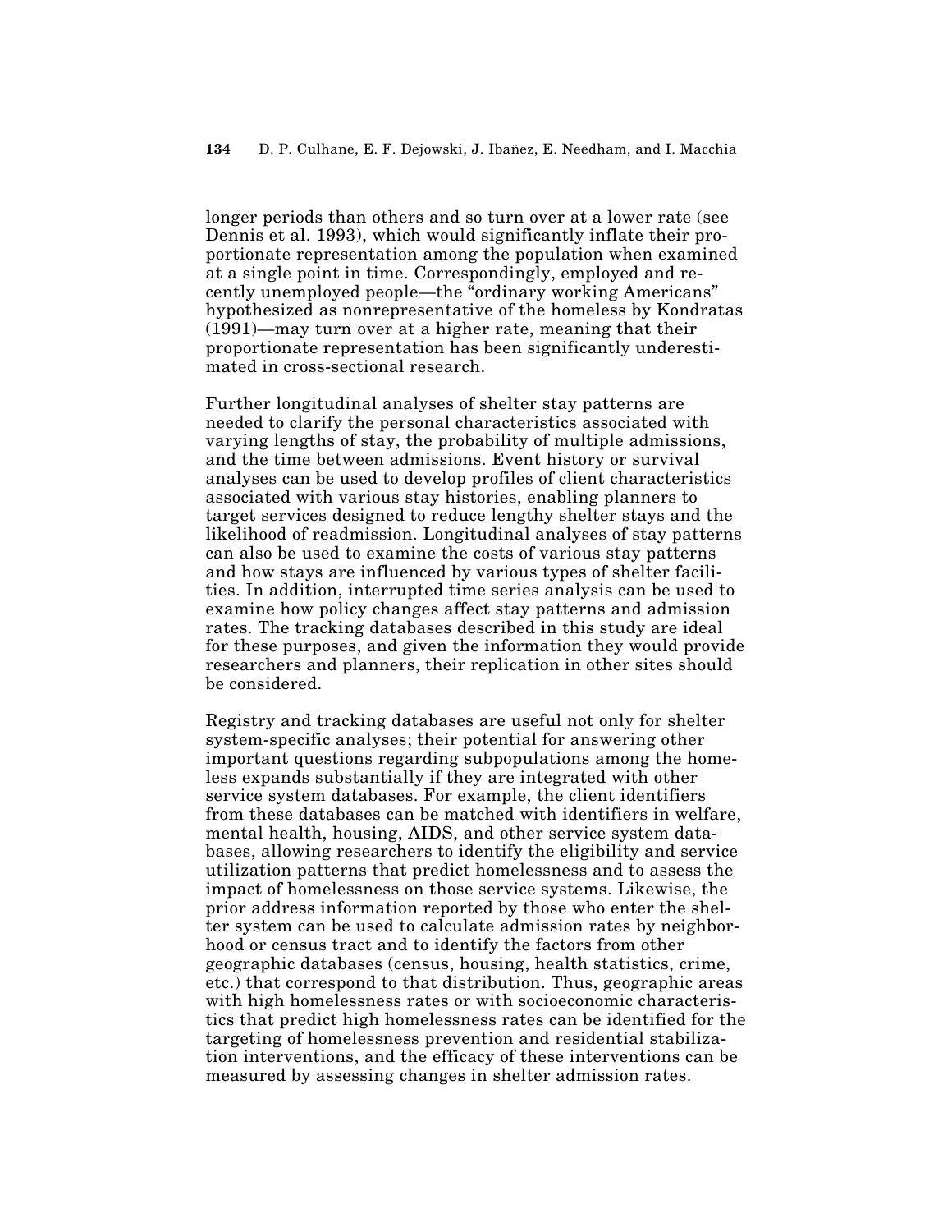longer periods than others and so turn over at a lower rate (see Dennis et al. 1993), which would significantly inflate their proportionate representation among the population when examined at a single point in time. Correspondingly, employed and recently unemployed people—the "ordinary working Americans" hypothesized as nonrepresentative of the homeless by Kondratas (1991)—may turn over at a higher rate, meaning that their proportionate representation has been significantly underestimated in cross-sectional research.

Further longitudinal analyses of shelter stay patterns are needed to clarify the personal characteristics associated with varying lengths of stay, the probability of multiple admissions, and the time between admissions. Event history or survival analyses can be used to develop profiles of client characteristics associated with various stay histories, enabling planners to target services designed to reduce lengthy shelter stays and the likelihood of readmission. Longitudinal analyses of stay patterns can also be used to examine the costs of various stay patterns and how stays are influenced by various types of shelter facilities. In addition, interrupted time series analysis can be used to examine how policy changes affect stay patterns and admission rates. The tracking databases described in this study are ideal for these purposes, and given the information they would provide researchers and planners, their replication in other sites should be considered.

Registry and tracking databases are useful not only for shelter system-specific analyses; their potential for answering other important questions regarding subpopulations among the homeless expands substantially if they are integrated with other service system databases. For example, the client identifiers from these databases can be matched with identifiers in welfare, mental health, housing, AIDS, and other service system databases, allowing researchers to identify the eligibility and service utilization patterns that predict homelessness and to assess the impact of homelessness on those service systems. Likewise, the prior address information reported by those who enter the shelter system can be used to calculate admission rates by neighborhood or census tract and to identify the factors from other geographic databases (census, housing, health statistics, crime, etc.) that correspond to that distribution. Thus, geographic areas with high homelessness rates or with socioeconomic characteristics that predict high homelessness rates can be identified for the targeting of homelessness prevention and residential stabilization interventions, and the efficacy of these interventions can be measured by assessing changes in shelter admission rates.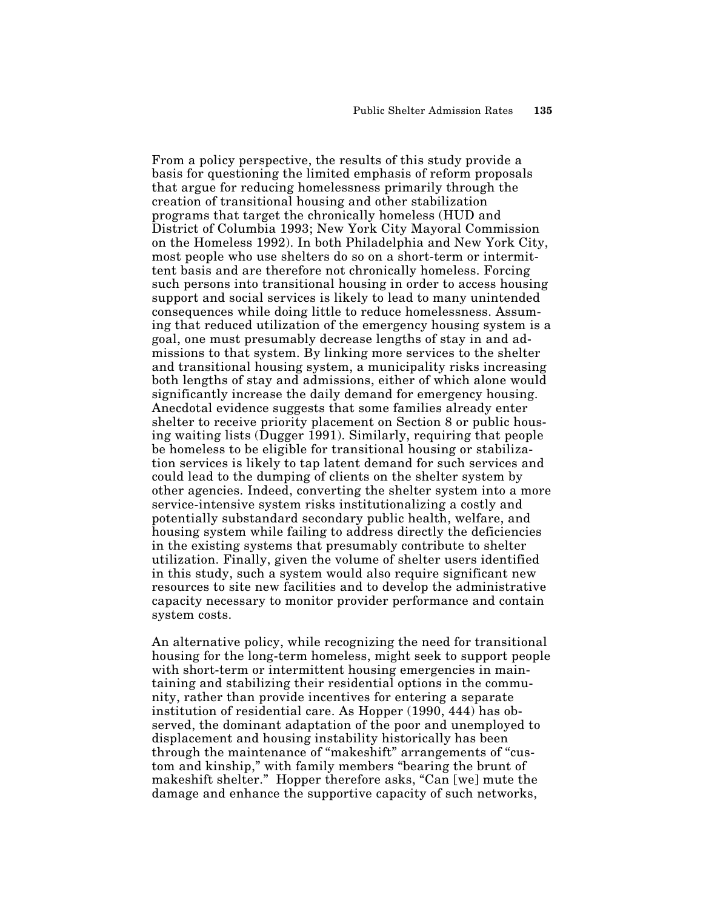From a policy perspective, the results of this study provide a basis for questioning the limited emphasis of reform proposals that argue for reducing homelessness primarily through the creation of transitional housing and other stabilization programs that target the chronically homeless (HUD and District of Columbia 1993; New York City Mayoral Commission on the Homeless 1992). In both Philadelphia and New York City, most people who use shelters do so on a short-term or intermittent basis and are therefore not chronically homeless. Forcing such persons into transitional housing in order to access housing support and social services is likely to lead to many unintended consequences while doing little to reduce homelessness. Assuming that reduced utilization of the emergency housing system is a goal, one must presumably decrease lengths of stay in and admissions to that system. By linking more services to the shelter and transitional housing system, a municipality risks increasing both lengths of stay and admissions, either of which alone would significantly increase the daily demand for emergency housing. Anecdotal evidence suggests that some families already enter shelter to receive priority placement on Section 8 or public housing waiting lists (Dugger 1991). Similarly, requiring that people be homeless to be eligible for transitional housing or stabilization services is likely to tap latent demand for such services and could lead to the dumping of clients on the shelter system by other agencies. Indeed, converting the shelter system into a more service-intensive system risks institutionalizing a costly and potentially substandard secondary public health, welfare, and housing system while failing to address directly the deficiencies in the existing systems that presumably contribute to shelter utilization. Finally, given the volume of shelter users identified in this study, such a system would also require significant new resources to site new facilities and to develop the administrative capacity necessary to monitor provider performance and contain system costs.

An alternative policy, while recognizing the need for transitional housing for the long-term homeless, might seek to support people with short-term or intermittent housing emergencies in maintaining and stabilizing their residential options in the community, rather than provide incentives for entering a separate institution of residential care. As Hopper (1990, 444) has observed, the dominant adaptation of the poor and unemployed to displacement and housing instability historically has been through the maintenance of "makeshift" arrangements of "custom and kinship," with family members "bearing the brunt of makeshift shelter." Hopper therefore asks, "Can [we] mute the damage and enhance the supportive capacity of such networks,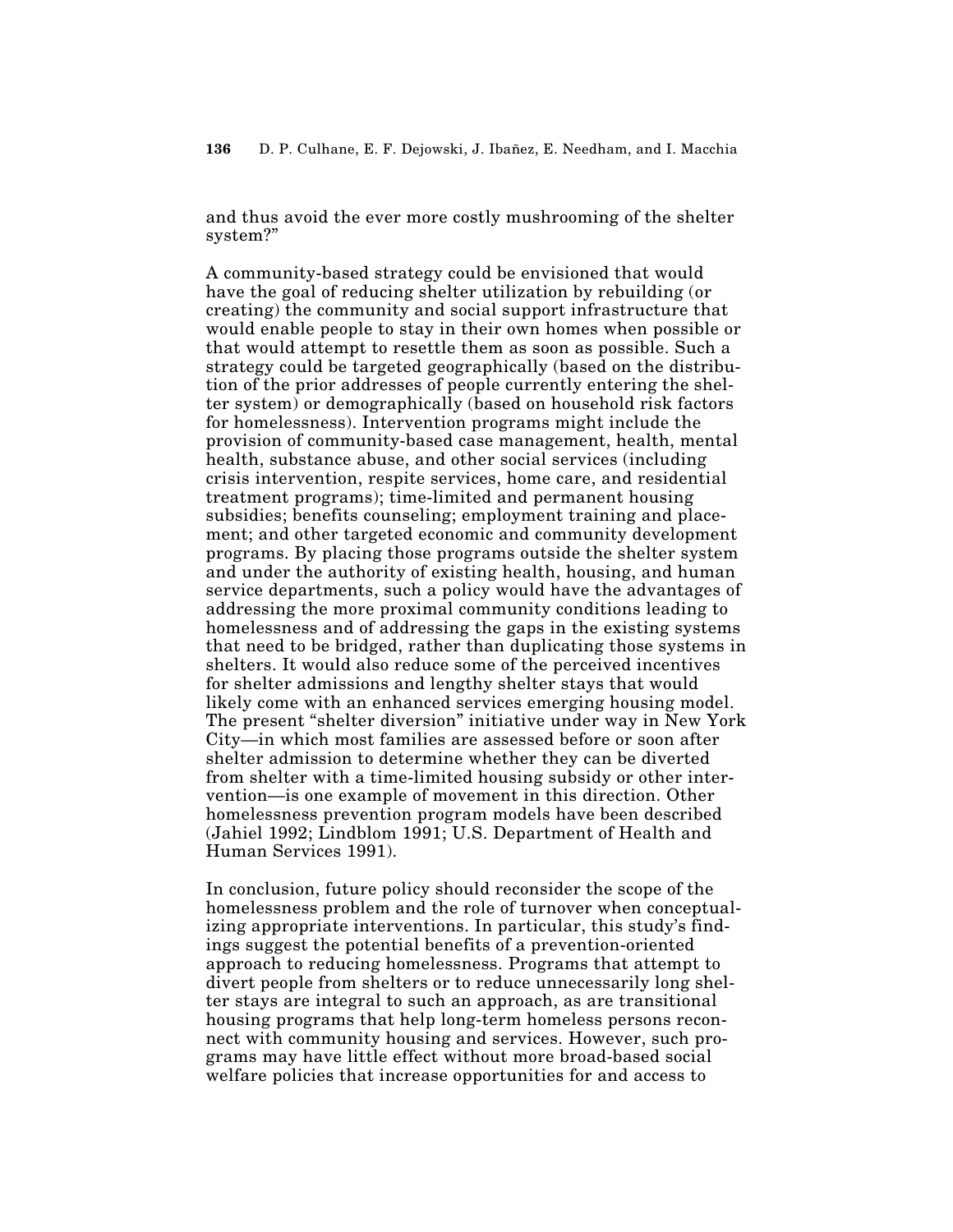and thus avoid the ever more costly mushrooming of the shelter system?"

A community-based strategy could be envisioned that would have the goal of reducing shelter utilization by rebuilding (or creating) the community and social support infrastructure that would enable people to stay in their own homes when possible or that would attempt to resettle them as soon as possible. Such a strategy could be targeted geographically (based on the distribution of the prior addresses of people currently entering the shelter system) or demographically (based on household risk factors for homelessness). Intervention programs might include the provision of community-based case management, health, mental health, substance abuse, and other social services (including crisis intervention, respite services, home care, and residential treatment programs); time-limited and permanent housing subsidies; benefits counseling; employment training and placement; and other targeted economic and community development programs. By placing those programs outside the shelter system and under the authority of existing health, housing, and human service departments, such a policy would have the advantages of addressing the more proximal community conditions leading to homelessness and of addressing the gaps in the existing systems that need to be bridged, rather than duplicating those systems in shelters. It would also reduce some of the perceived incentives for shelter admissions and lengthy shelter stays that would likely come with an enhanced services emerging housing model. The present "shelter diversion" initiative under way in New York City—in which most families are assessed before or soon after shelter admission to determine whether they can be diverted from shelter with a time-limited housing subsidy or other intervention—is one example of movement in this direction. Other homelessness prevention program models have been described (Jahiel 1992; Lindblom 1991; U.S. Department of Health and Human Services 1991).

In conclusion, future policy should reconsider the scope of the homelessness problem and the role of turnover when conceptualizing appropriate interventions. In particular, this study's findings suggest the potential benefits of a prevention-oriented approach to reducing homelessness. Programs that attempt to divert people from shelters or to reduce unnecessarily long shelter stays are integral to such an approach, as are transitional housing programs that help long-term homeless persons reconnect with community housing and services. However, such programs may have little effect without more broad-based social welfare policies that increase opportunities for and access to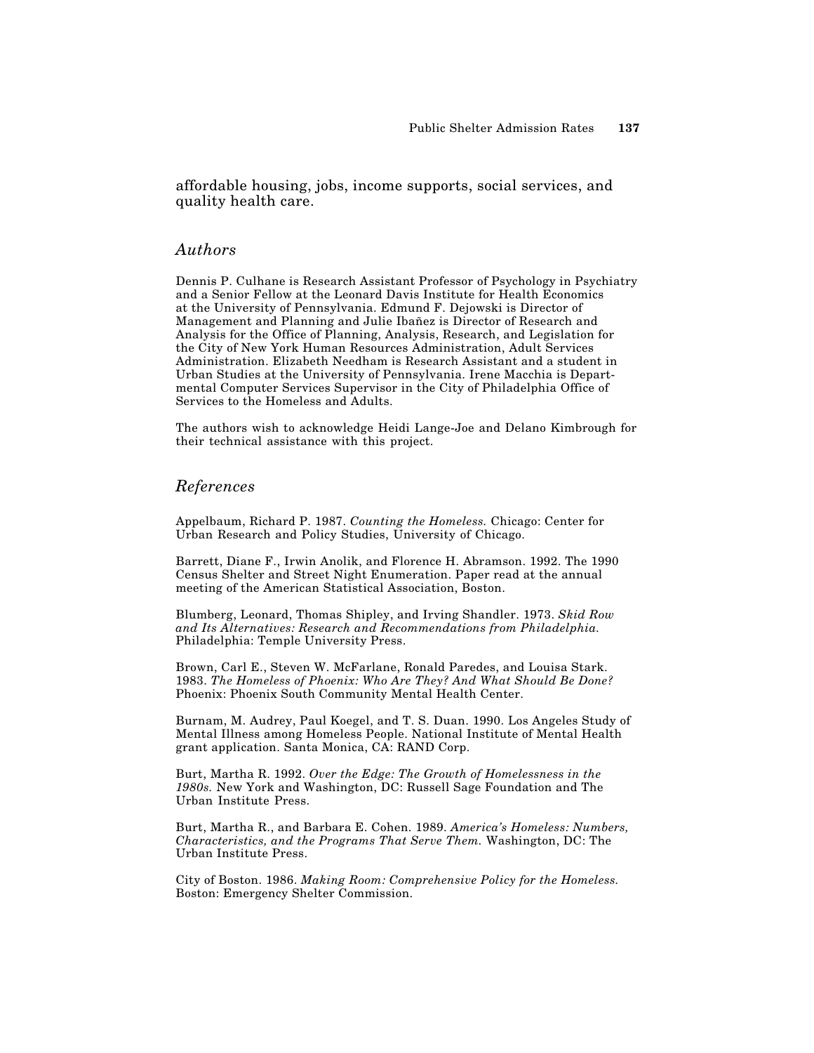affordable housing, jobs, income supports, social services, and quality health care.

## *Authors*

Dennis P. Culhane is Research Assistant Professor of Psychology in Psychiatry and a Senior Fellow at the Leonard Davis Institute for Health Economics at the University of Pennsylvania. Edmund F. Dejowski is Director of Management and Planning and Julie Ibañez is Director of Research and Analysis for the Office of Planning, Analysis, Research, and Legislation for the City of New York Human Resources Administration, Adult Services Administration. Elizabeth Needham is Research Assistant and a student in Urban Studies at the University of Pennsylvania. Irene Macchia is Departmental Computer Services Supervisor in the City of Philadelphia Office of Services to the Homeless and Adults.

The authors wish to acknowledge Heidi Lange-Joe and Delano Kimbrough for their technical assistance with this project.

## *References*

Appelbaum, Richard P. 1987. *Counting the Homeless.* Chicago: Center for Urban Research and Policy Studies, University of Chicago.

Barrett, Diane F., Irwin Anolik, and Florence H. Abramson. 1992. The 1990 Census Shelter and Street Night Enumeration. Paper read at the annual meeting of the American Statistical Association, Boston.

Blumberg, Leonard, Thomas Shipley, and Irving Shandler. 1973. *Skid Row and Its Alternatives: Research and Recommendations from Philadelphia.* Philadelphia: Temple University Press.

Brown, Carl E., Steven W. McFarlane, Ronald Paredes, and Louisa Stark. 1983. *The Homeless of Phoenix: Who Are They? And What Should Be Done?* Phoenix: Phoenix South Community Mental Health Center.

Burnam, M. Audrey, Paul Koegel, and T. S. Duan. 1990. Los Angeles Study of Mental Illness among Homeless People. National Institute of Mental Health grant application. Santa Monica, CA: RAND Corp.

Burt, Martha R. 1992. *Over the Edge: The Growth of Homelessness in the 1980s.* New York and Washington, DC: Russell Sage Foundation and The Urban Institute Press.

Burt, Martha R., and Barbara E. Cohen. 1989. *America's Homeless: Numbers, Characteristics, and the Programs That Serve Them.* Washington, DC: The Urban Institute Press.

City of Boston. 1986. *Making Room: Comprehensive Policy for the Homeless.* Boston: Emergency Shelter Commission.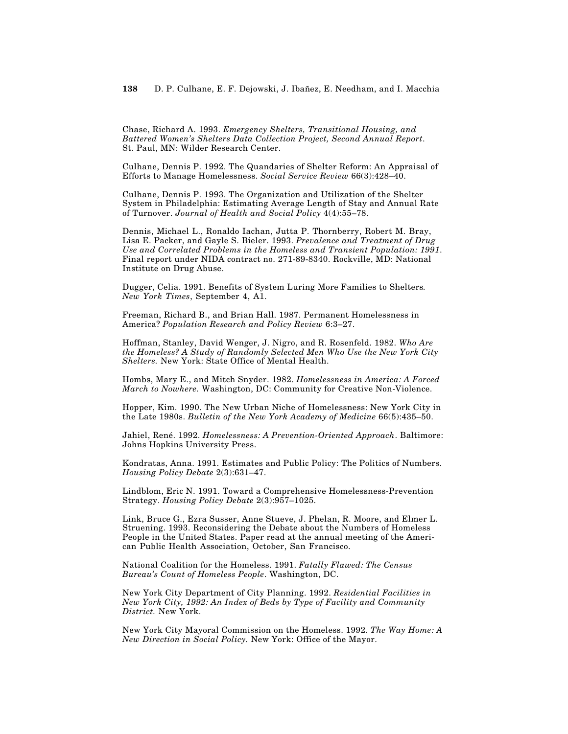Chase, Richard A. 1993. *Emergency Shelters, Transitional Housing, and Battered Women's Shelters Data Collection Project, Second Annual Report*. St. Paul, MN: Wilder Research Center.

Culhane, Dennis P. 1992. The Quandaries of Shelter Reform: An Appraisal of Efforts to Manage Homelessness. *Social Service Review* 66(3):428–40.

Culhane, Dennis P. 1993. The Organization and Utilization of the Shelter System in Philadelphia: Estimating Average Length of Stay and Annual Rate of Turnover. *Journal of Health and Social Policy* 4(4):55–78.

Dennis, Michael L., Ronaldo Iachan, Jutta P. Thornberry, Robert M. Bray, Lisa E. Packer, and Gayle S. Bieler. 1993. *Prevalence and Treatment of Drug Use and Correlated Problems in the Homeless and Transient Population: 1991*. Final report under NIDA contract no. 271-89-8340. Rockville, MD: National Institute on Drug Abuse.

Dugger, Celia. 1991. Benefits of System Luring More Families to Shelters. *New York Times*, September 4, A1.

Freeman, Richard B., and Brian Hall. 1987. Permanent Homelessness in America? *Population Research and Policy Review* 6:3–27.

Hoffman, Stanley, David Wenger, J. Nigro, and R. Rosenfeld. 1982. *Who Are the Homeless? A Study of Randomly Selected Men Who Use the New York City Shelters.* New York: State Office of Mental Health.

Hombs, Mary E., and Mitch Snyder. 1982. *Homelessness in America: A Forced March to Nowhere.* Washington, DC: Community for Creative Non-Violence.

Hopper, Kim. 1990. The New Urban Niche of Homelessness: New York City in the Late 1980s. *Bulletin of the New York Academy of Medicine* 66(5):435–50.

Jahiel, René. 1992. *Homelessness: A Prevention-Oriented Approach*. Baltimore: Johns Hopkins University Press.

Kondratas, Anna. 1991. Estimates and Public Policy: The Politics of Numbers. *Housing Policy Debate* 2(3):631–47.

Lindblom, Eric N. 1991. Toward a Comprehensive Homelessness-Prevention Strategy. *Housing Policy Debate* 2(3):957–1025.

Link, Bruce G., Ezra Susser, Anne Stueve, J. Phelan, R. Moore, and Elmer L. Struening. 1993. Reconsidering the Debate about the Numbers of Homeless People in the United States. Paper read at the annual meeting of the American Public Health Association, October, San Francisco.

National Coalition for the Homeless. 1991. *Fatally Flawed: The Census Bureau's Count of Homeless People*. Washington, DC.

New York City Department of City Planning. 1992. *Residential Facilities in New York City, 1992: An Index of Beds by Type of Facility and Community District.* New York.

New York City Mayoral Commission on the Homeless. 1992. *The Way Home: A New Direction in Social Policy.* New York: Office of the Mayor.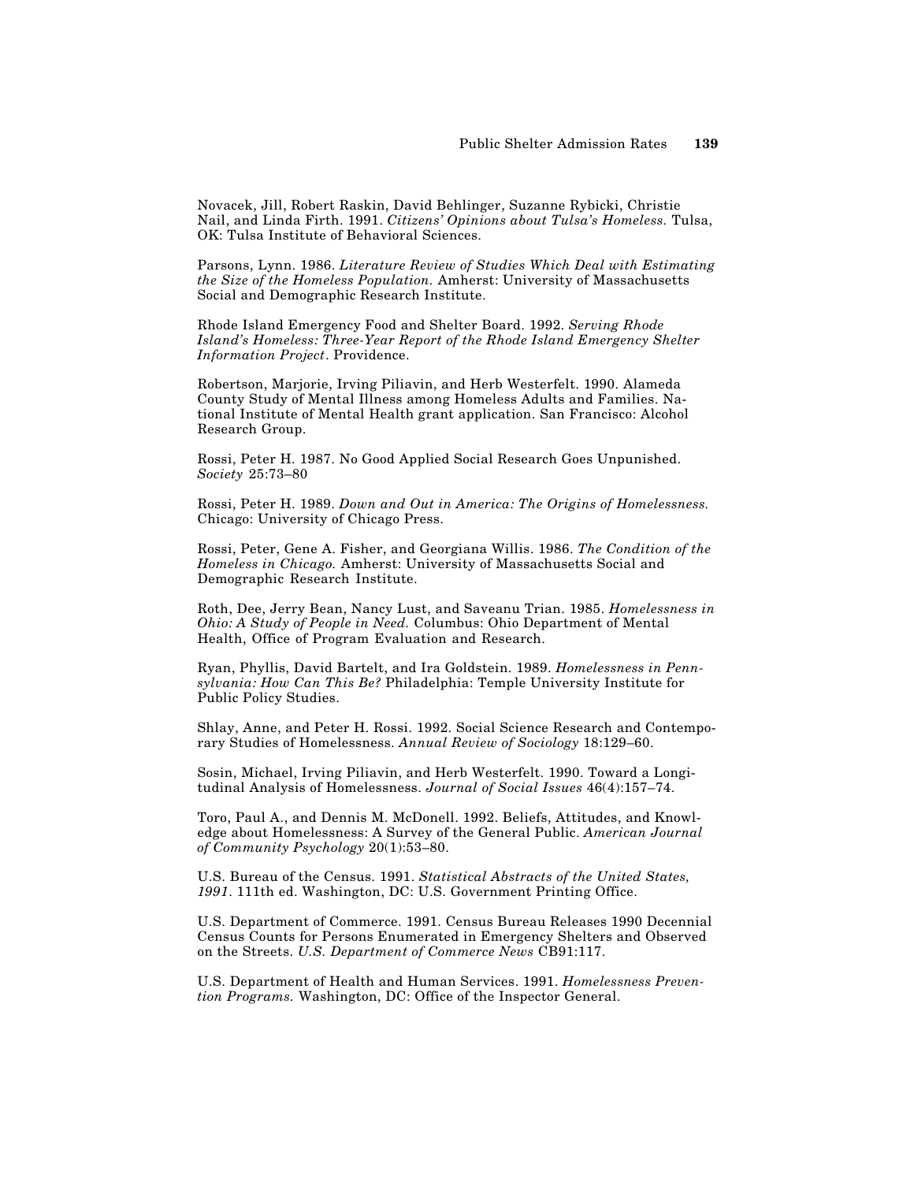Novacek, Jill, Robert Raskin, David Behlinger, Suzanne Rybicki, Christie Nail, and Linda Firth. 1991. *Citizens' Opinions about Tulsa's Homeless.* Tulsa, OK: Tulsa Institute of Behavioral Sciences.

Parsons, Lynn. 1986. *Literature Review of Studies Which Deal with Estimating the Size of the Homeless Population.* Amherst: University of Massachusetts Social and Demographic Research Institute.

Rhode Island Emergency Food and Shelter Board. 1992. *Serving Rhode Island's Homeless: Three-Year Report of the Rhode Island Emergency Shelter Information Project*. Providence.

Robertson, Marjorie, Irving Piliavin, and Herb Westerfelt. 1990. Alameda County Study of Mental Illness among Homeless Adults and Families. National Institute of Mental Health grant application. San Francisco: Alcohol Research Group.

Rossi, Peter H. 1987. No Good Applied Social Research Goes Unpunished. *Society* 25:73–80

Rossi, Peter H. 1989. *Down and Out in America: The Origins of Homelessness.* Chicago: University of Chicago Press.

Rossi, Peter, Gene A. Fisher, and Georgiana Willis. 1986. *The Condition of the Homeless in Chicago.* Amherst: University of Massachusetts Social and Demographic Research Institute.

Roth, Dee, Jerry Bean, Nancy Lust, and Saveanu Trian. 1985. *Homelessness in Ohio: A Study of People in Need.* Columbus: Ohio Department of Mental Health, Office of Program Evaluation and Research.

Ryan, Phyllis, David Bartelt, and Ira Goldstein. 1989. *Homelessness in Pennsylvania: How Can This Be?* Philadelphia: Temple University Institute for Public Policy Studies.

Shlay, Anne, and Peter H. Rossi. 1992. Social Science Research and Contemporary Studies of Homelessness. *Annual Review of Sociology* 18:129–60.

Sosin, Michael, Irving Piliavin, and Herb Westerfelt. 1990. Toward a Longitudinal Analysis of Homelessness. *Journal of Social Issues* 46(4):157–74.

Toro, Paul A., and Dennis M. McDonell. 1992. Beliefs, Attitudes, and Knowledge about Homelessness: A Survey of the General Public. *American Journal of Community Psychology* 20(1):53–80.

U.S. Bureau of the Census. 1991. *Statistical Abstracts of the United States, 1991*. 111th ed. Washington, DC: U.S. Government Printing Office.

U.S. Department of Commerce. 1991. Census Bureau Releases 1990 Decennial Census Counts for Persons Enumerated in Emergency Shelters and Observed on the Streets. *U.S. Department of Commerce News* CB91:117.

U.S. Department of Health and Human Services. 1991. *Homelessness Prevention Programs.* Washington, DC: Office of the Inspector General.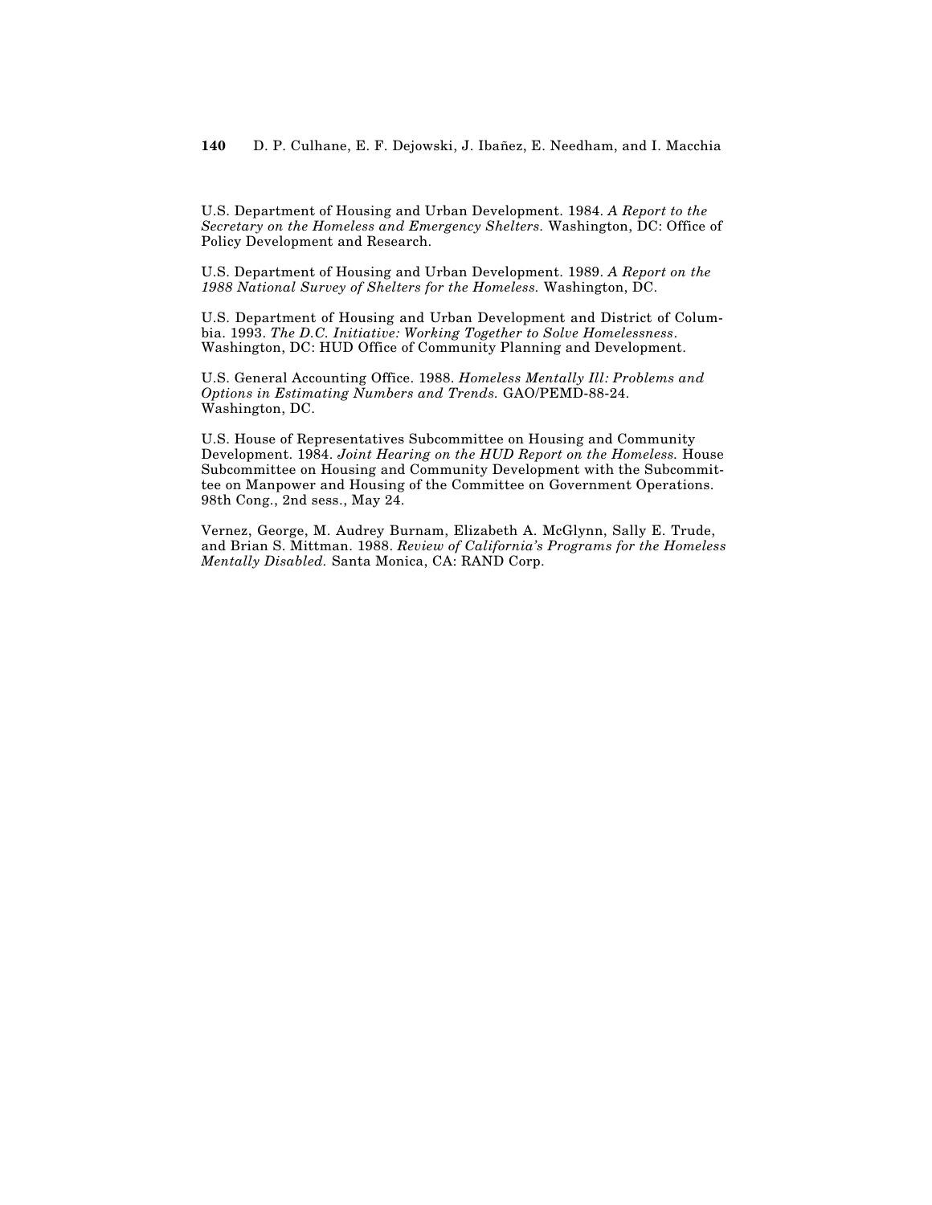U.S. Department of Housing and Urban Development. 1984. *A Report to the Secretary on the Homeless and Emergency Shelters.* Washington, DC: Office of Policy Development and Research.

U.S. Department of Housing and Urban Development. 1989. *A Report on the 1988 National Survey of Shelters for the Homeless.* Washington, DC.

U.S. Department of Housing and Urban Development and District of Columbia. 1993. *The D.C. Initiative: Working Together to Solve Homelessness*. Washington, DC: HUD Office of Community Planning and Development.

U.S. General Accounting Office. 1988. *Homeless Mentally Ill: Problems and Options in Estimating Numbers and Trends.* GAO/PEMD-88-24. Washington, DC.

U.S. House of Representatives Subcommittee on Housing and Community Development. 1984. *Joint Hearing on the HUD Report on the Homeless.* House Subcommittee on Housing and Community Development with the Subcommittee on Manpower and Housing of the Committee on Government Operations. 98th Cong., 2nd sess., May 24.

Vernez, George, M. Audrey Burnam, Elizabeth A. McGlynn, Sally E. Trude, and Brian S. Mittman. 1988. *Review of California's Programs for the Homeless Mentally Disabled.* Santa Monica, CA: RAND Corp.